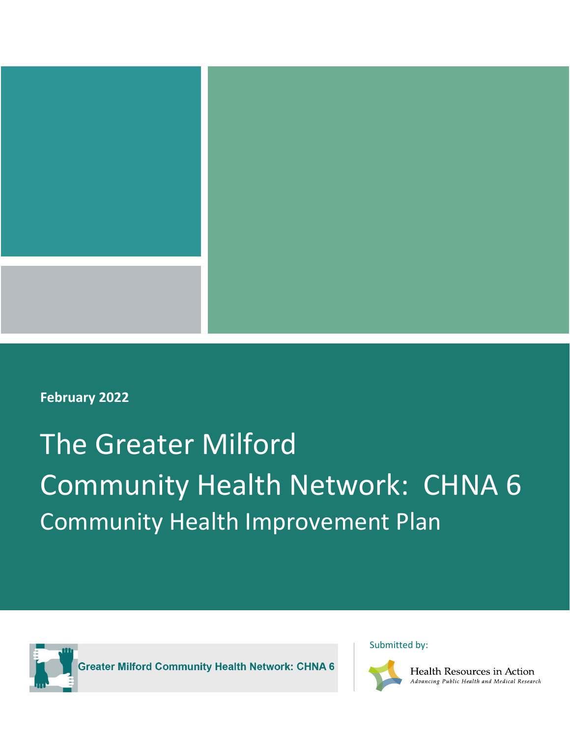**February 2022**

# The Greater Milford Community Health Network: CHNA 6

## Community Health Improvement Plan

Greater Milford Community Health Network: CHNA 6

Submitted by:

Health Resources in Action

*Advancing Public Health and Medical Research*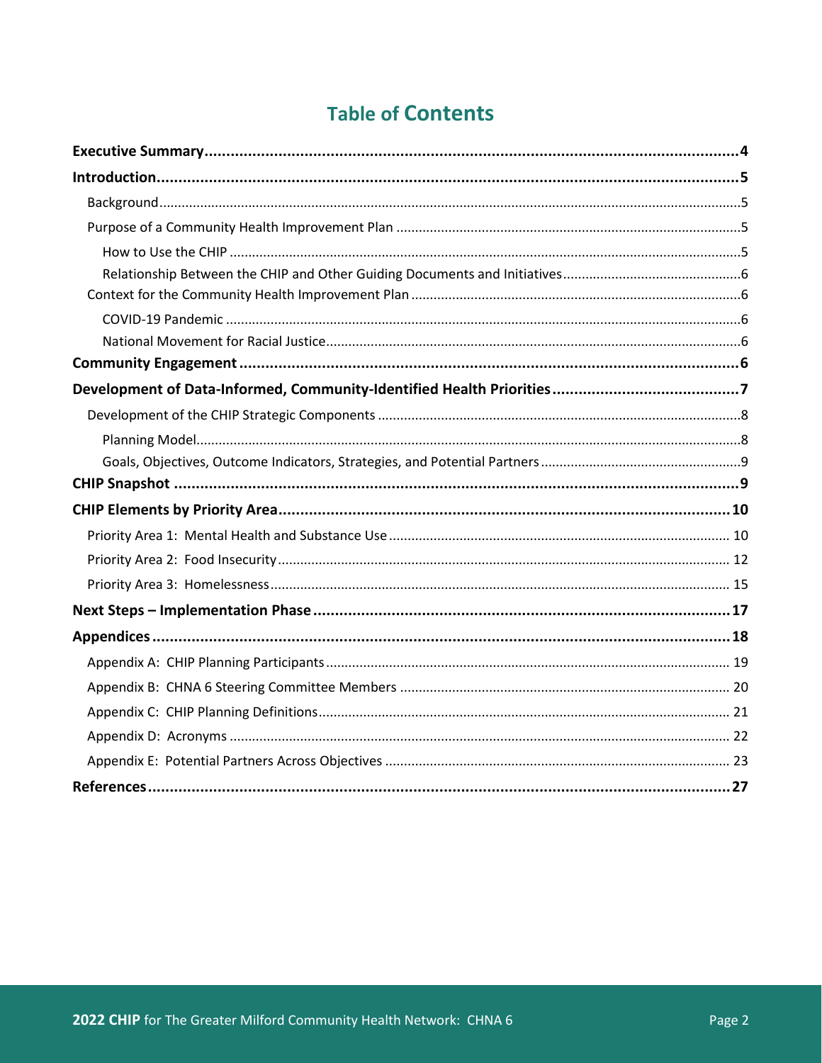# Table of Contents

**Executive Summary** ... **4**

**Introduction** ... **5**

- Background ... 5
- Purpose of a Community Health Improvement Plan ... 5
  - How to Use the CHIP ... 5
  - Relationship Between the CHIP and Other Guiding Documents and Initiatives ... 6
- Context for the Community Health Improvement Plan ... 6
  - COVID-19 Pandemic ... 6
  - National Movement for Racial Justice ... 6

**Community Engagement** ... **6**

**Development of Data-Informed, Community-Identified Health Priorities** ... **7**

- Development of the CHIP Strategic Components ... 8
  - Planning Model ... 8
  - Goals, Objectives, Outcome Indicators, Strategies, and Potential Partners ... 9

**CHIP Snapshot** ... **9**

**CHIP Elements by Priority Area** ... **10**

- Priority Area 1: Mental Health and Substance Use ... 10
- Priority Area 2: Food Insecurity ... 12
- Priority Area 3: Homelessness ... 15

**Next Steps – Implementation Phase** ... **17**

**Appendices** ... **18**

- Appendix A: CHIP Planning Participants ... 19
- Appendix B: CHNA 6 Steering Committee Members ... 20
- Appendix C: CHIP Planning Definitions ... 21
- Appendix D: Acronyms ... 22
- Appendix E: Potential Partners Across Objectives ... 23

**References** ... **27**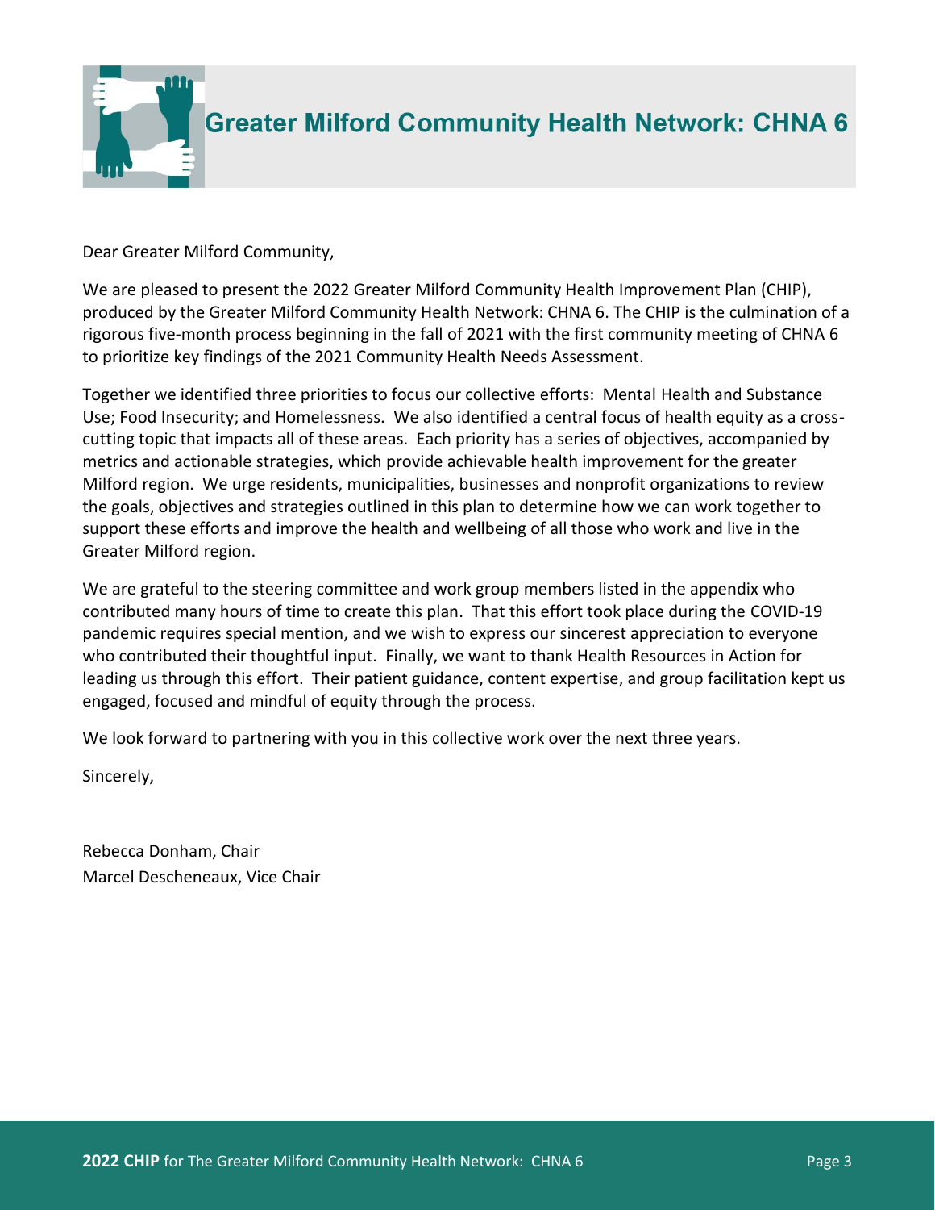# Greater Milford Community Health Network: CHNA 6

Dear Greater Milford Community,

We are pleased to present the 2022 Greater Milford Community Health Improvement Plan (CHIP), produced by the Greater Milford Community Health Network: CHNA 6. The CHIP is the culmination of a rigorous five-month process beginning in the fall of 2021 with the first community meeting of CHNA 6 to prioritize key findings of the 2021 Community Health Needs Assessment.

Together we identified three priorities to focus our collective efforts: Mental Health and Substance Use; Food Insecurity; and Homelessness. We also identified a central focus of health equity as a cross-cutting topic that impacts all of these areas. Each priority has a series of objectives, accompanied by metrics and actionable strategies, which provide achievable health improvement for the greater Milford region. We urge residents, municipalities, businesses and nonprofit organizations to review the goals, objectives and strategies outlined in this plan to determine how we can work together to support these efforts and improve the health and wellbeing of all those who work and live in the Greater Milford region.

We are grateful to the steering committee and work group members listed in the appendix who contributed many hours of time to create this plan. That this effort took place during the COVID-19 pandemic requires special mention, and we wish to express our sincerest appreciation to everyone who contributed their thoughtful input. Finally, we want to thank Health Resources in Action for leading us through this effort. Their patient guidance, content expertise, and group facilitation kept us engaged, focused and mindful of equity through the process.

We look forward to partnering with you in this collective work over the next three years.

Sincerely,

Rebecca Donham, Chair
Marcel Descheneaux, Vice Chair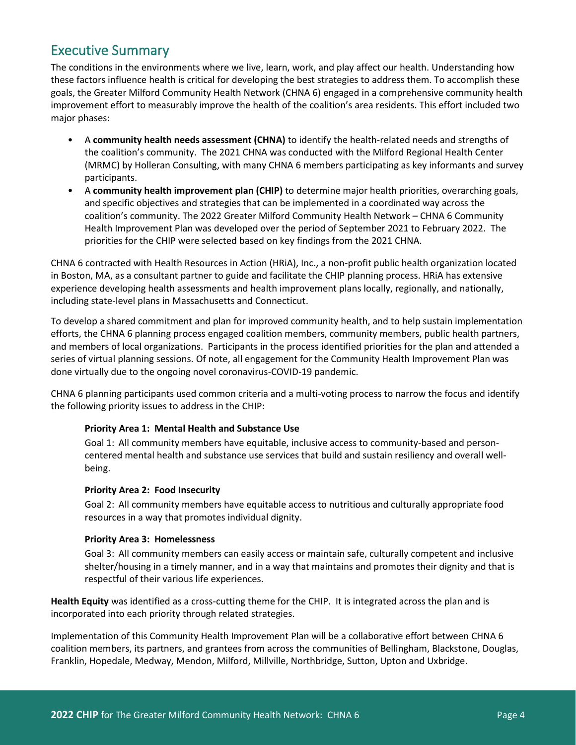## Executive Summary

The conditions in the environments where we live, learn, work, and play affect our health. Understanding how these factors influence health is critical for developing the best strategies to address them. To accomplish these goals, the Greater Milford Community Health Network (CHNA 6) engaged in a comprehensive community health improvement effort to measurably improve the health of the coalition's area residents. This effort included two major phases:

- A **community health needs assessment (CHNA)** to identify the health-related needs and strengths of the coalition's community. The 2021 CHNA was conducted with the Milford Regional Health Center (MRMC) by Holleran Consulting, with many CHNA 6 members participating as key informants and survey participants.
- A **community health improvement plan (CHIP)** to determine major health priorities, overarching goals, and specific objectives and strategies that can be implemented in a coordinated way across the coalition's community. The 2022 Greater Milford Community Health Network – CHNA 6 Community Health Improvement Plan was developed over the period of September 2021 to February 2022. The priorities for the CHIP were selected based on key findings from the 2021 CHNA.

CHNA 6 contracted with Health Resources in Action (HRiA), Inc., a non-profit public health organization located in Boston, MA, as a consultant partner to guide and facilitate the CHIP planning process. HRiA has extensive experience developing health assessments and health improvement plans locally, regionally, and nationally, including state-level plans in Massachusetts and Connecticut.

To develop a shared commitment and plan for improved community health, and to help sustain implementation efforts, the CHNA 6 planning process engaged coalition members, community members, public health partners, and members of local organizations. Participants in the process identified priorities for the plan and attended a series of virtual planning sessions. Of note, all engagement for the Community Health Improvement Plan was done virtually due to the ongoing novel coronavirus-COVID-19 pandemic.

CHNA 6 planning participants used common criteria and a multi-voting process to narrow the focus and identify the following priority issues to address in the CHIP:

**Priority Area 1: Mental Health and Substance Use**

Goal 1: All community members have equitable, inclusive access to community-based and person-centered mental health and substance use services that build and sustain resiliency and overall well-being.

**Priority Area 2: Food Insecurity**

Goal 2: All community members have equitable access to nutritious and culturally appropriate food resources in a way that promotes individual dignity.

**Priority Area 3: Homelessness**

Goal 3: All community members can easily access or maintain safe, culturally competent and inclusive shelter/housing in a timely manner, and in a way that maintains and promotes their dignity and that is respectful of their various life experiences.

**Health Equity** was identified as a cross-cutting theme for the CHIP. It is integrated across the plan and is incorporated into each priority through related strategies.

Implementation of this Community Health Improvement Plan will be a collaborative effort between CHNA 6 coalition members, its partners, and grantees from across the communities of Bellingham, Blackstone, Douglas, Franklin, Hopedale, Medway, Mendon, Milford, Millville, Northbridge, Sutton, Upton and Uxbridge.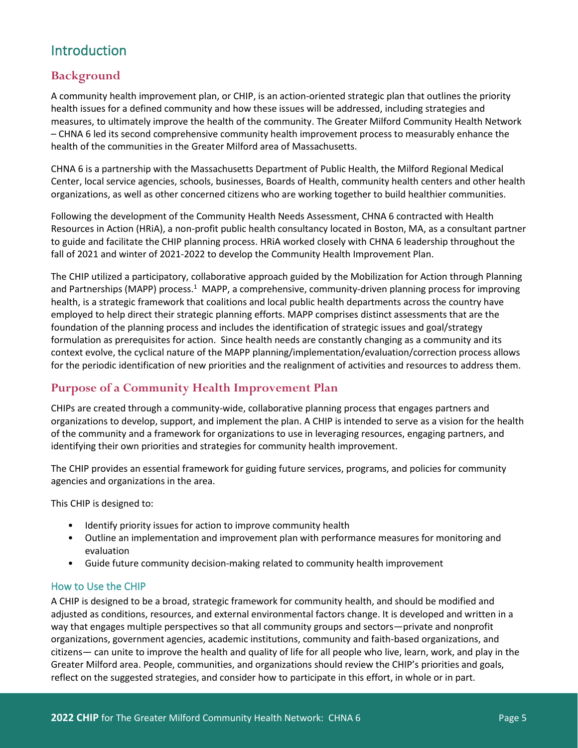# Introduction

## Background

A community health improvement plan, or CHIP, is an action-oriented strategic plan that outlines the priority health issues for a defined community and how these issues will be addressed, including strategies and measures, to ultimately improve the health of the community. The Greater Milford Community Health Network – CHNA 6 led its second comprehensive community health improvement process to measurably enhance the health of the communities in the Greater Milford area of Massachusetts.

CHNA 6 is a partnership with the Massachusetts Department of Public Health, the Milford Regional Medical Center, local service agencies, schools, businesses, Boards of Health, community health centers and other health organizations, as well as other concerned citizens who are working together to build healthier communities.

Following the development of the Community Health Needs Assessment, CHNA 6 contracted with Health Resources in Action (HRiA), a non-profit public health consultancy located in Boston, MA, as a consultant partner to guide and facilitate the CHIP planning process. HRiA worked closely with CHNA 6 leadership throughout the fall of 2021 and winter of 2021-2022 to develop the Community Health Improvement Plan.

The CHIP utilized a participatory, collaborative approach guided by the Mobilization for Action through Planning and Partnerships (MAPP) process.[1] MAPP, a comprehensive, community-driven planning process for improving health, is a strategic framework that coalitions and local public health departments across the country have employed to help direct their strategic planning efforts. MAPP comprises distinct assessments that are the foundation of the planning process and includes the identification of strategic issues and goal/strategy formulation as prerequisites for action. Since health needs are constantly changing as a community and its context evolve, the cyclical nature of the MAPP planning/implementation/evaluation/correction process allows for the periodic identification of new priorities and the realignment of activities and resources to address them.

## Purpose of a Community Health Improvement Plan

CHIPs are created through a community-wide, collaborative planning process that engages partners and organizations to develop, support, and implement the plan. A CHIP is intended to serve as a vision for the health of the community and a framework for organizations to use in leveraging resources, engaging partners, and identifying their own priorities and strategies for community health improvement.

The CHIP provides an essential framework for guiding future services, programs, and policies for community agencies and organizations in the area.

This CHIP is designed to:

- Identify priority issues for action to improve community health
- Outline an implementation and improvement plan with performance measures for monitoring and evaluation
- Guide future community decision-making related to community health improvement

### How to Use the CHIP

A CHIP is designed to be a broad, strategic framework for community health, and should be modified and adjusted as conditions, resources, and external environmental factors change. It is developed and written in a way that engages multiple perspectives so that all community groups and sectors—private and nonprofit organizations, government agencies, academic institutions, community and faith-based organizations, and citizens— can unite to improve the health and quality of life for all people who live, learn, work, and play in the Greater Milford area. People, communities, and organizations should review the CHIP's priorities and goals, reflect on the suggested strategies, and consider how to participate in this effort, in whole or in part.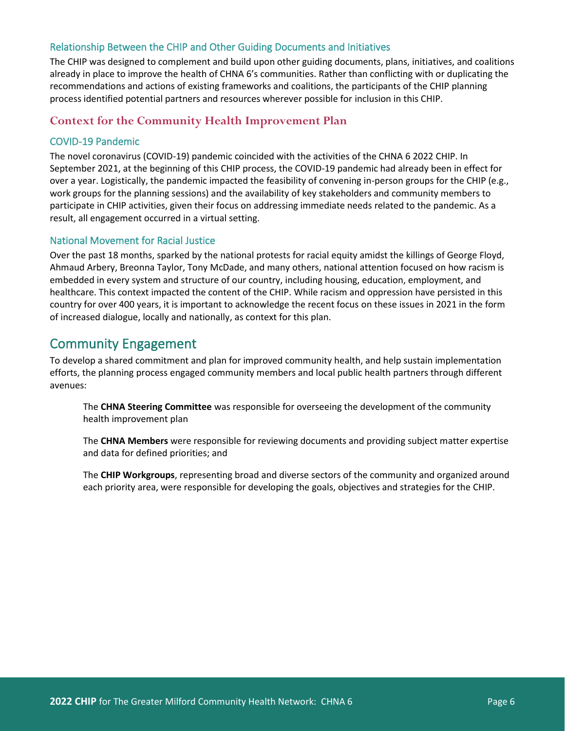### Relationship Between the CHIP and Other Guiding Documents and Initiatives

The CHIP was designed to complement and build upon other guiding documents, plans, initiatives, and coalitions already in place to improve the health of CHNA 6's communities. Rather than conflicting with or duplicating the recommendations and actions of existing frameworks and coalitions, the participants of the CHIP planning process identified potential partners and resources wherever possible for inclusion in this CHIP.

## Context for the Community Health Improvement Plan

### COVID-19 Pandemic

The novel coronavirus (COVID-19) pandemic coincided with the activities of the CHNA 6 2022 CHIP. In September 2021, at the beginning of this CHIP process, the COVID-19 pandemic had already been in effect for over a year. Logistically, the pandemic impacted the feasibility of convening in-person groups for the CHIP (e.g., work groups for the planning sessions) and the availability of key stakeholders and community members to participate in CHIP activities, given their focus on addressing immediate needs related to the pandemic. As a result, all engagement occurred in a virtual setting.

### National Movement for Racial Justice

Over the past 18 months, sparked by the national protests for racial equity amidst the killings of George Floyd, Ahmaud Arbery, Breonna Taylor, Tony McDade, and many others, national attention focused on how racism is embedded in every system and structure of our country, including housing, education, employment, and healthcare. This context impacted the content of the CHIP. While racism and oppression have persisted in this country for over 400 years, it is important to acknowledge the recent focus on these issues in 2021 in the form of increased dialogue, locally and nationally, as context for this plan.

# Community Engagement

To develop a shared commitment and plan for improved community health, and help sustain implementation efforts, the planning process engaged community members and local public health partners through different avenues:

The **CHNA Steering Committee** was responsible for overseeing the development of the community health improvement plan

The **CHNA Members** were responsible for reviewing documents and providing subject matter expertise and data for defined priorities; and

The **CHIP Workgroups**, representing broad and diverse sectors of the community and organized around each priority area, were responsible for developing the goals, objectives and strategies for the CHIP.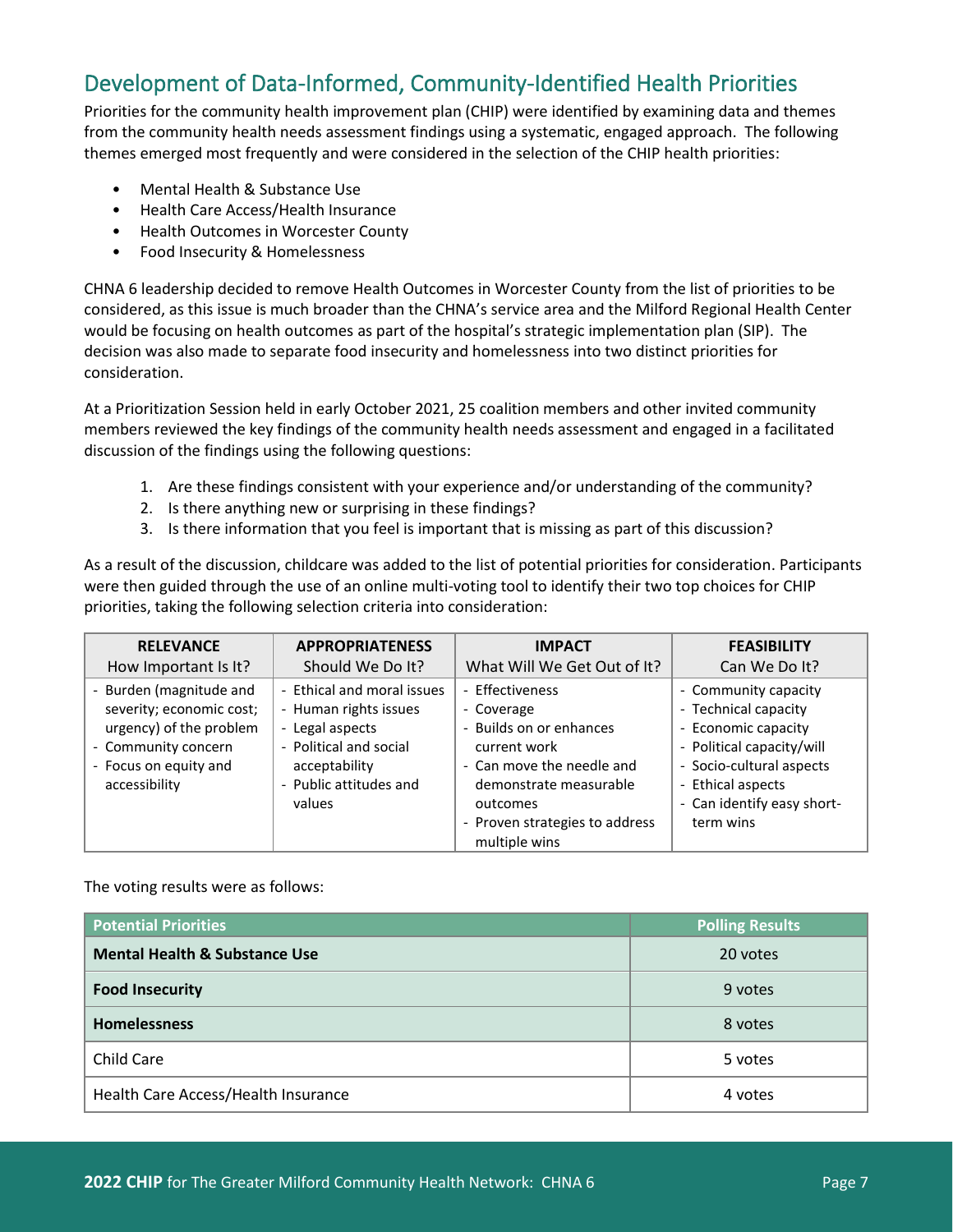## Development of Data-Informed, Community-Identified Health Priorities

Priorities for the community health improvement plan (CHIP) were identified by examining data and themes from the community health needs assessment findings using a systematic, engaged approach. The following themes emerged most frequently and were considered in the selection of the CHIP health priorities:

- Mental Health & Substance Use
- Health Care Access/Health Insurance
- Health Outcomes in Worcester County
- Food Insecurity & Homelessness

CHNA 6 leadership decided to remove Health Outcomes in Worcester County from the list of priorities to be considered, as this issue is much broader than the CHNA's service area and the Milford Regional Health Center would be focusing on health outcomes as part of the hospital's strategic implementation plan (SIP). The decision was also made to separate food insecurity and homelessness into two distinct priorities for consideration.

At a Prioritization Session held in early October 2021, 25 coalition members and other invited community members reviewed the key findings of the community health needs assessment and engaged in a facilitated discussion of the findings using the following questions:

1. Are these findings consistent with your experience and/or understanding of the community?
2. Is there anything new or surprising in these findings?
3. Is there information that you feel is important that is missing as part of this discussion?

As a result of the discussion, childcare was added to the list of potential priorities for consideration. Participants were then guided through the use of an online multi-voting tool to identify their two top choices for CHIP priorities, taking the following selection criteria into consideration:

| **RELEVANCE** How Important Is It? | **APPROPRIATENESS** Should We Do It? | **IMPACT** What Will We Get Out of It? | **FEASIBILITY** Can We Do It? |
|---|---|---|---|
| - Burden (magnitude and severity; economic cost; urgency) of the problem<br>- Community concern<br>- Focus on equity and accessibility | - Ethical and moral issues<br>- Human rights issues<br>- Legal aspects<br>- Political and social acceptability<br>- Public attitudes and values | - Effectiveness<br>- Coverage<br>- Builds on or enhances current work<br>- Can move the needle and demonstrate measurable outcomes<br>- Proven strategies to address multiple wins | - Community capacity<br>- Technical capacity<br>- Economic capacity<br>- Political capacity/will<br>- Socio-cultural aspects<br>- Ethical aspects<br>- Can identify easy short-term wins |

The voting results were as follows:

| Potential Priorities | Polling Results |
|---|---|
| **Mental Health & Substance Use** | 20 votes |
| **Food Insecurity** | 9 votes |
| **Homelessness** | 8 votes |
| Child Care | 5 votes |
| Health Care Access/Health Insurance | 4 votes |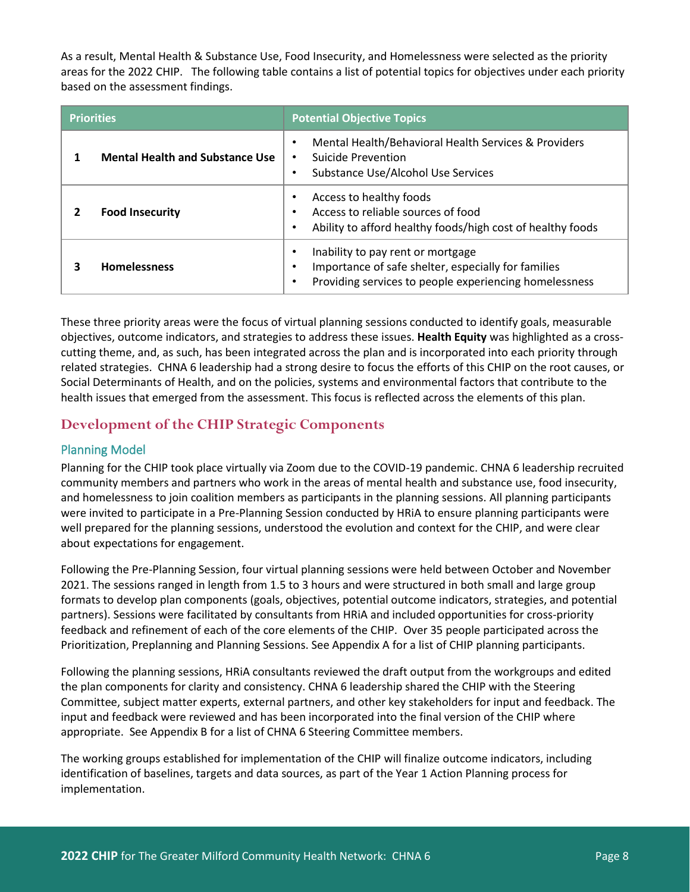As a result, Mental Health & Substance Use, Food Insecurity, and Homelessness were selected as the priority areas for the 2022 CHIP. The following table contains a list of potential topics for objectives under each priority based on the assessment findings.

| Priorities | | Potential Objective Topics |
|---|---|---|
| 1 | **Mental Health and Substance Use** | • Mental Health/Behavioral Health Services & Providers<br>• Suicide Prevention<br>• Substance Use/Alcohol Use Services |
| 2 | **Food Insecurity** | • Access to healthy foods<br>• Access to reliable sources of food<br>• Ability to afford healthy foods/high cost of healthy foods |
| 3 | **Homelessness** | • Inability to pay rent or mortgage<br>• Importance of safe shelter, especially for families<br>• Providing services to people experiencing homelessness |

These three priority areas were the focus of virtual planning sessions conducted to identify goals, measurable objectives, outcome indicators, and strategies to address these issues. **Health Equity** was highlighted as a cross-cutting theme, and, as such, has been integrated across the plan and is incorporated into each priority through related strategies. CHNA 6 leadership had a strong desire to focus the efforts of this CHIP on the root causes, or Social Determinants of Health, and on the policies, systems and environmental factors that contribute to the health issues that emerged from the assessment. This focus is reflected across the elements of this plan.

## Development of the CHIP Strategic Components

### Planning Model

Planning for the CHIP took place virtually via Zoom due to the COVID-19 pandemic. CHNA 6 leadership recruited community members and partners who work in the areas of mental health and substance use, food insecurity, and homelessness to join coalition members as participants in the planning sessions. All planning participants were invited to participate in a Pre-Planning Session conducted by HRiA to ensure planning participants were well prepared for the planning sessions, understood the evolution and context for the CHIP, and were clear about expectations for engagement.

Following the Pre-Planning Session, four virtual planning sessions were held between October and November 2021. The sessions ranged in length from 1.5 to 3 hours and were structured in both small and large group formats to develop plan components (goals, objectives, potential outcome indicators, strategies, and potential partners). Sessions were facilitated by consultants from HRiA and included opportunities for cross-priority feedback and refinement of each of the core elements of the CHIP. Over 35 people participated across the Prioritization, Preplanning and Planning Sessions. See Appendix A for a list of CHIP planning participants.

Following the planning sessions, HRiA consultants reviewed the draft output from the workgroups and edited the plan components for clarity and consistency. CHNA 6 leadership shared the CHIP with the Steering Committee, subject matter experts, external partners, and other key stakeholders for input and feedback. The input and feedback were reviewed and has been incorporated into the final version of the CHIP where appropriate. See Appendix B for a list of CHNA 6 Steering Committee members.

The working groups established for implementation of the CHIP will finalize outcome indicators, including identification of baselines, targets and data sources, as part of the Year 1 Action Planning process for implementation.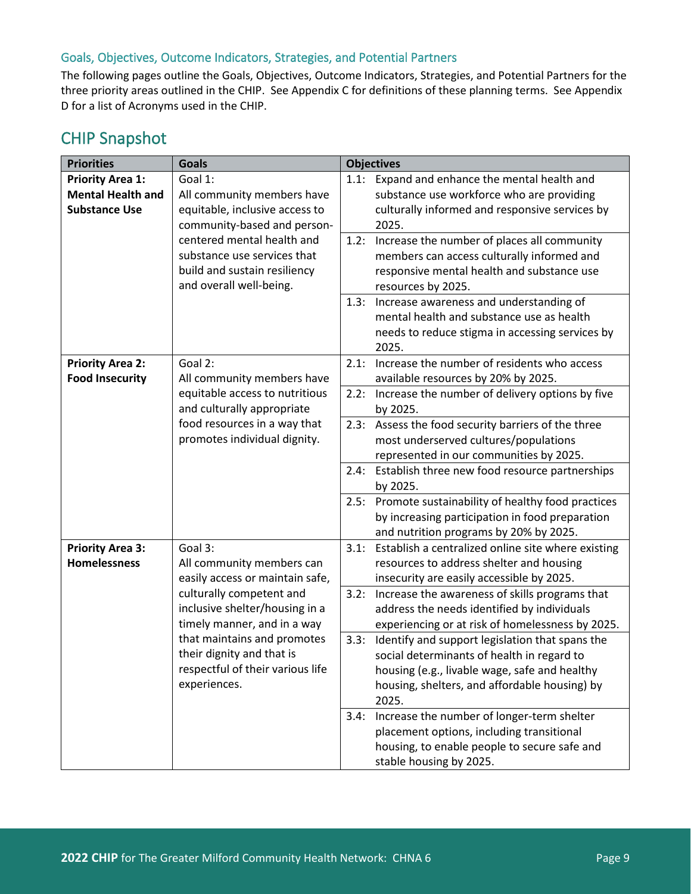### Goals, Objectives, Outcome Indicators, Strategies, and Potential Partners

The following pages outline the Goals, Objectives, Outcome Indicators, Strategies, and Potential Partners for the three priority areas outlined in the CHIP. See Appendix C for definitions of these planning terms. See Appendix D for a list of Acronyms used in the CHIP.

## CHIP Snapshot

| Priorities | Goals | Objectives |
|---|---|---|
| **Priority Area 1: Mental Health and Substance Use** | Goal 1: All community members have equitable, inclusive access to community-based and person-centered mental health and substance use services that build and sustain resiliency and overall well-being. | 1.1: Expand and enhance the mental health and substance use workforce who are providing culturally informed and responsive services by 2025. |
| | | 1.2: Increase the number of places all community members can access culturally informed and responsive mental health and substance use resources by 2025. |
| | | 1.3: Increase awareness and understanding of mental health and substance use as health needs to reduce stigma in accessing services by 2025. |
| **Priority Area 2: Food Insecurity** | Goal 2: All community members have equitable access to nutritious and culturally appropriate food resources in a way that promotes individual dignity. | 2.1: Increase the number of residents who access available resources by 20% by 2025. |
| | | 2.2: Increase the number of delivery options by five by 2025. |
| | | 2.3: Assess the food security barriers of the three most underserved cultures/populations represented in our communities by 2025. |
| | | 2.4: Establish three new food resource partnerships by 2025. |
| | | 2.5: Promote sustainability of healthy food practices by increasing participation in food preparation and nutrition programs by 20% by 2025. |
| **Priority Area 3: Homelessness** | Goal 3: All community members can easily access or maintain safe, culturally competent and inclusive shelter/housing in a timely manner, and in a way that maintains and promotes their dignity and that is respectful of their various life experiences. | 3.1: Establish a centralized online site where existing resources to address shelter and housing insecurity are easily accessible by 2025. |
| | | 3.2: Increase the awareness of skills programs that address the needs identified by individuals experiencing or at risk of homelessness by 2025. |
| | | 3.3: Identify and support legislation that spans the social determinants of health in regard to housing (e.g., livable wage, safe and healthy housing, shelters, and affordable housing) by 2025. |
| | | 3.4: Increase the number of longer-term shelter placement options, including transitional housing, to enable people to secure safe and stable housing by 2025. |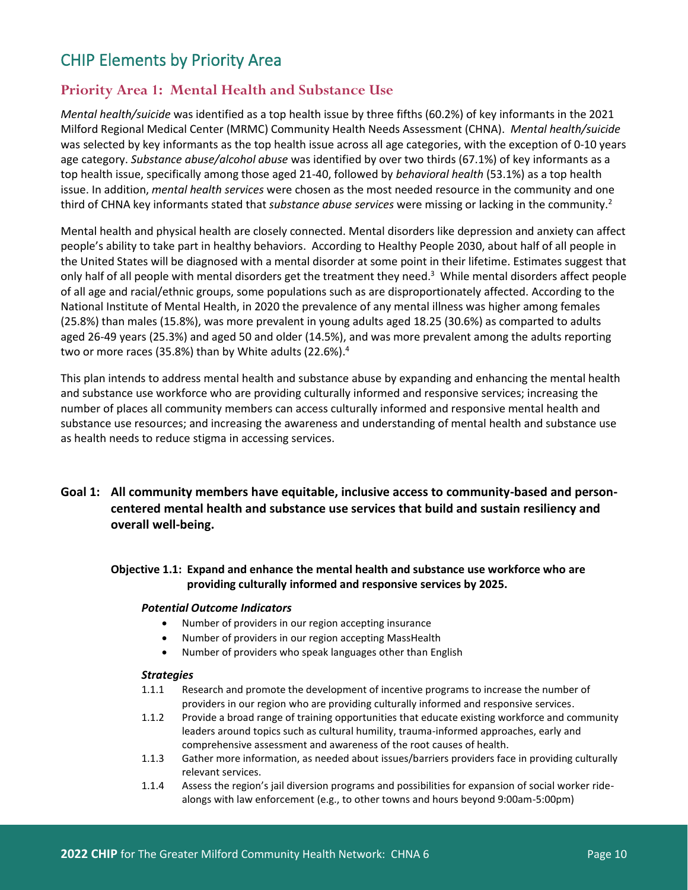# CHIP Elements by Priority Area

## Priority Area 1: Mental Health and Substance Use

*Mental health/suicide* was identified as a top health issue by three fifths (60.2%) of key informants in the 2021 Milford Regional Medical Center (MRMC) Community Health Needs Assessment (CHNA). *Mental health/suicide* was selected by key informants as the top health issue across all age categories, with the exception of 0-10 years age category. *Substance abuse/alcohol abuse* was identified by over two thirds (67.1%) of key informants as a top health issue, specifically among those aged 21-40, followed by *behavioral health* (53.1%) as a top health issue. In addition, *mental health services* were chosen as the most needed resource in the community and one third of CHNA key informants stated that *substance abuse services* were missing or lacking in the community.[2]

Mental health and physical health are closely connected. Mental disorders like depression and anxiety can affect people's ability to take part in healthy behaviors. According to Healthy People 2030, about half of all people in the United States will be diagnosed with a mental disorder at some point in their lifetime. Estimates suggest that only half of all people with mental disorders get the treatment they need.[3] While mental disorders affect people of all age and racial/ethnic groups, some populations such as are disproportionately affected. According to the National Institute of Mental Health, in 2020 the prevalence of any mental illness was higher among females (25.8%) than males (15.8%), was more prevalent in young adults aged 18.25 (30.6%) as comparted to adults aged 26-49 years (25.3%) and aged 50 and older (14.5%), and was more prevalent among the adults reporting two or more races (35.8%) than by White adults (22.6%).[4]

This plan intends to address mental health and substance abuse by expanding and enhancing the mental health and substance use workforce who are providing culturally informed and responsive services; increasing the number of places all community members can access culturally informed and responsive mental health and substance use resources; and increasing the awareness and understanding of mental health and substance use as health needs to reduce stigma in accessing services.

**Goal 1: All community members have equitable, inclusive access to community-based and person-centered mental health and substance use services that build and sustain resiliency and overall well-being.**

**Objective 1.1: Expand and enhance the mental health and substance use workforce who are providing culturally informed and responsive services by 2025.**

***Potential Outcome Indicators***

- Number of providers in our region accepting insurance
- Number of providers in our region accepting MassHealth
- Number of providers who speak languages other than English

***Strategies***

1.1.1 Research and promote the development of incentive programs to increase the number of providers in our region who are providing culturally informed and responsive services.

1.1.2 Provide a broad range of training opportunities that educate existing workforce and community leaders around topics such as cultural humility, trauma-informed approaches, early and comprehensive assessment and awareness of the root causes of health.

1.1.3 Gather more information, as needed about issues/barriers providers face in providing culturally relevant services.

1.1.4 Assess the region's jail diversion programs and possibilities for expansion of social worker ride-alongs with law enforcement (e.g., to other towns and hours beyond 9:00am-5:00pm)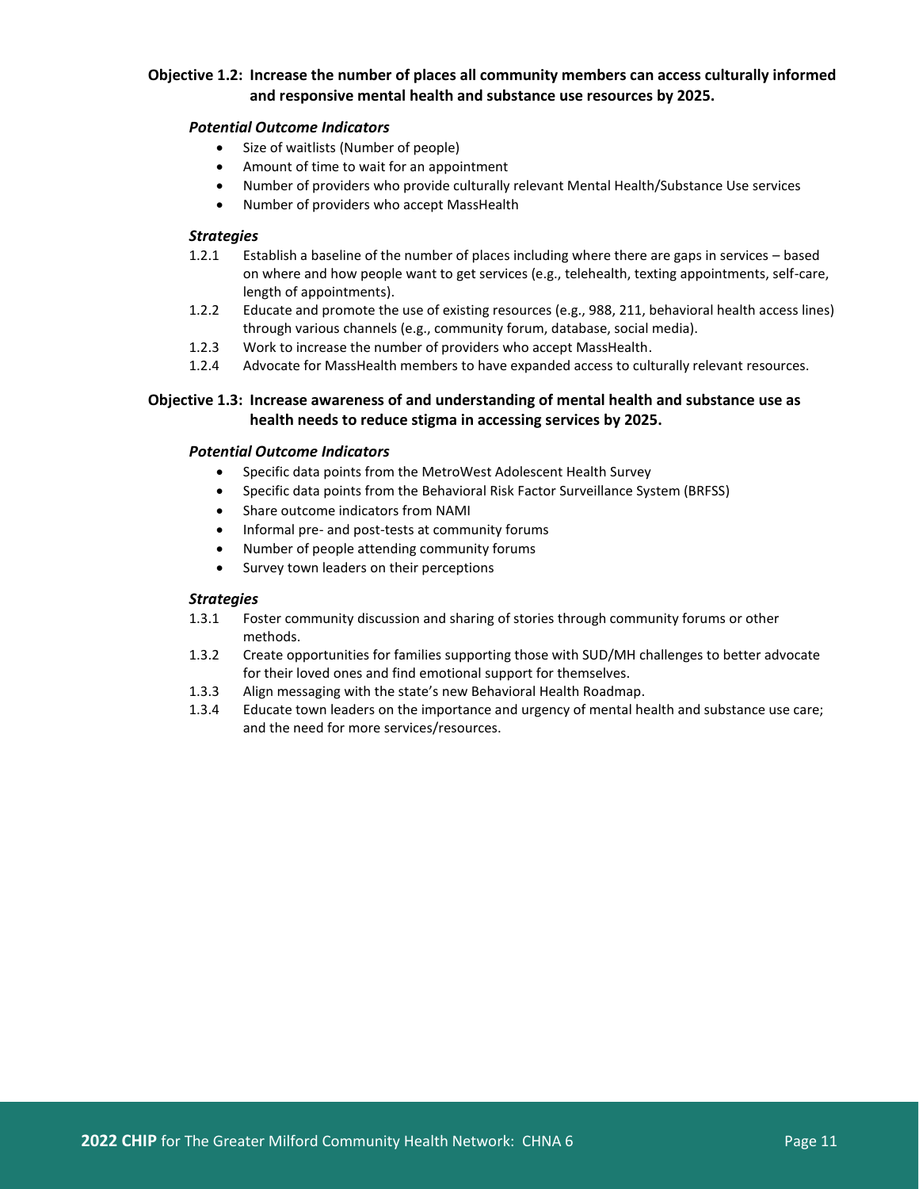### Objective 1.2: Increase the number of places all community members can access culturally informed and responsive mental health and substance use resources by 2025.

***Potential Outcome Indicators***

- Size of waitlists (Number of people)
- Amount of time to wait for an appointment
- Number of providers who provide culturally relevant Mental Health/Substance Use services
- Number of providers who accept MassHealth

***Strategies***

1.2.1 Establish a baseline of the number of places including where there are gaps in services – based on where and how people want to get services (e.g., telehealth, texting appointments, self-care, length of appointments).

1.2.2 Educate and promote the use of existing resources (e.g., 988, 211, behavioral health access lines) through various channels (e.g., community forum, database, social media).

1.2.3 Work to increase the number of providers who accept MassHealth.

1.2.4 Advocate for MassHealth members to have expanded access to culturally relevant resources.

### Objective 1.3: Increase awareness of and understanding of mental health and substance use as health needs to reduce stigma in accessing services by 2025.

***Potential Outcome Indicators***

- Specific data points from the MetroWest Adolescent Health Survey
- Specific data points from the Behavioral Risk Factor Surveillance System (BRFSS)
- Share outcome indicators from NAMI
- Informal pre- and post-tests at community forums
- Number of people attending community forums
- Survey town leaders on their perceptions

***Strategies***

1.3.1 Foster community discussion and sharing of stories through community forums or other methods.

1.3.2 Create opportunities for families supporting those with SUD/MH challenges to better advocate for their loved ones and find emotional support for themselves.

1.3.3 Align messaging with the state's new Behavioral Health Roadmap.

1.3.4 Educate town leaders on the importance and urgency of mental health and substance use care; and the need for more services/resources.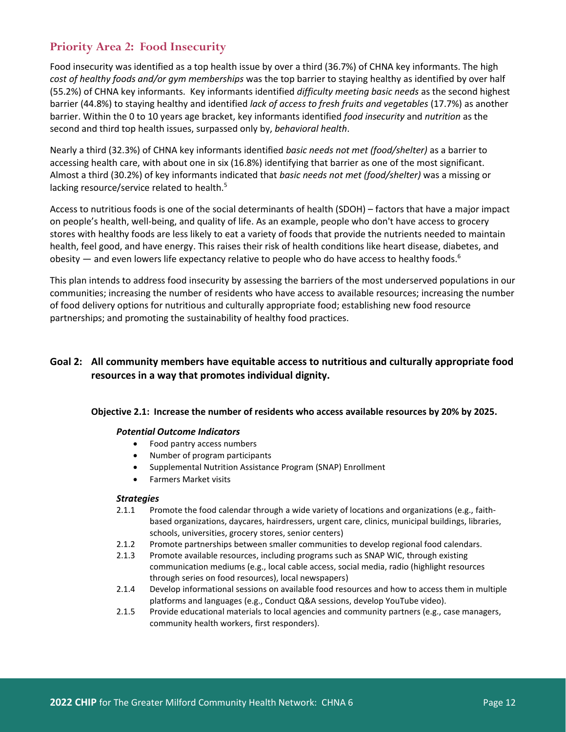## Priority Area 2: Food Insecurity

Food insecurity was identified as a top health issue by over a third (36.7%) of CHNA key informants. The high *cost of healthy foods and/or gym memberships* was the top barrier to staying healthy as identified by over half (55.2%) of CHNA key informants. Key informants identified *difficulty meeting basic needs* as the second highest barrier (44.8%) to staying healthy and identified *lack of access to fresh fruits and vegetables* (17.7%) as another barrier. Within the 0 to 10 years age bracket, key informants identified *food insecurity* and *nutrition* as the second and third top health issues, surpassed only by, *behavioral health*.

Nearly a third (32.3%) of CHNA key informants identified *basic needs not met (food/shelter)* as a barrier to accessing health care, with about one in six (16.8%) identifying that barrier as one of the most significant. Almost a third (30.2%) of key informants indicated that *basic needs not met (food/shelter)* was a missing or lacking resource/service related to health.[5]

Access to nutritious foods is one of the social determinants of health (SDOH) – factors that have a major impact on people's health, well-being, and quality of life. As an example, people who don't have access to grocery stores with healthy foods are less likely to eat a variety of foods that provide the nutrients needed to maintain health, feel good, and have energy. This raises their risk of health conditions like heart disease, diabetes, and obesity — and even lowers life expectancy relative to people who do have access to healthy foods.[6]

This plan intends to address food insecurity by assessing the barriers of the most underserved populations in our communities; increasing the number of residents who have access to available resources; increasing the number of food delivery options for nutritious and culturally appropriate food; establishing new food resource partnerships; and promoting the sustainability of healthy food practices.

### Goal 2: All community members have equitable access to nutritious and culturally appropriate food resources in a way that promotes individual dignity.

#### Objective 2.1: Increase the number of residents who access available resources by 20% by 2025.

***Potential Outcome Indicators***

- Food pantry access numbers
- Number of program participants
- Supplemental Nutrition Assistance Program (SNAP) Enrollment
- Farmers Market visits

***Strategies***

2.1.1 Promote the food calendar through a wide variety of locations and organizations (e.g., faith-based organizations, daycares, hairdressers, urgent care, clinics, municipal buildings, libraries, schools, universities, grocery stores, senior centers)

2.1.2 Promote partnerships between smaller communities to develop regional food calendars.

2.1.3 Promote available resources, including programs such as SNAP WIC, through existing communication mediums (e.g., local cable access, social media, radio (highlight resources through series on food resources), local newspapers)

2.1.4 Develop informational sessions on available food resources and how to access them in multiple platforms and languages (e.g., Conduct Q&A sessions, develop YouTube video).

2.1.5 Provide educational materials to local agencies and community partners (e.g., case managers, community health workers, first responders).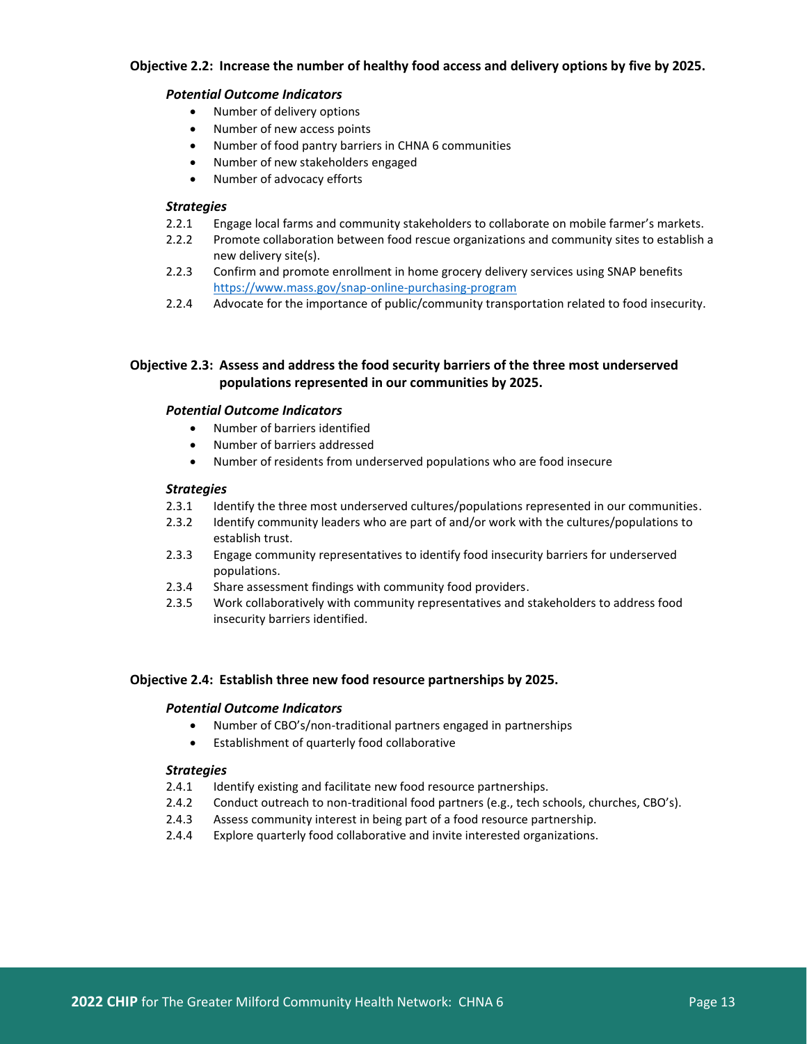**Objective 2.2: Increase the number of healthy food access and delivery options by five by 2025.**

***Potential Outcome Indicators***

- Number of delivery options
- Number of new access points
- Number of food pantry barriers in CHNA 6 communities
- Number of new stakeholders engaged
- Number of advocacy efforts

***Strategies***

2.2.1 Engage local farms and community stakeholders to collaborate on mobile farmer's markets.

2.2.2 Promote collaboration between food rescue organizations and community sites to establish a new delivery site(s).

2.2.3 Confirm and promote enrollment in home grocery delivery services using SNAP benefits https://www.mass.gov/snap-online-purchasing-program

2.2.4 Advocate for the importance of public/community transportation related to food insecurity.

**Objective 2.3: Assess and address the food security barriers of the three most underserved populations represented in our communities by 2025.**

***Potential Outcome Indicators***

- Number of barriers identified
- Number of barriers addressed
- Number of residents from underserved populations who are food insecure

***Strategies***

2.3.1 Identify the three most underserved cultures/populations represented in our communities.

2.3.2 Identify community leaders who are part of and/or work with the cultures/populations to establish trust.

2.3.3 Engage community representatives to identify food insecurity barriers for underserved populations.

2.3.4 Share assessment findings with community food providers.

2.3.5 Work collaboratively with community representatives and stakeholders to address food insecurity barriers identified.

**Objective 2.4: Establish three new food resource partnerships by 2025.**

***Potential Outcome Indicators***

- Number of CBO's/non-traditional partners engaged in partnerships
- Establishment of quarterly food collaborative

***Strategies***

2.4.1 Identify existing and facilitate new food resource partnerships.

2.4.2 Conduct outreach to non-traditional food partners (e.g., tech schools, churches, CBO's).

2.4.3 Assess community interest in being part of a food resource partnership.

2.4.4 Explore quarterly food collaborative and invite interested organizations.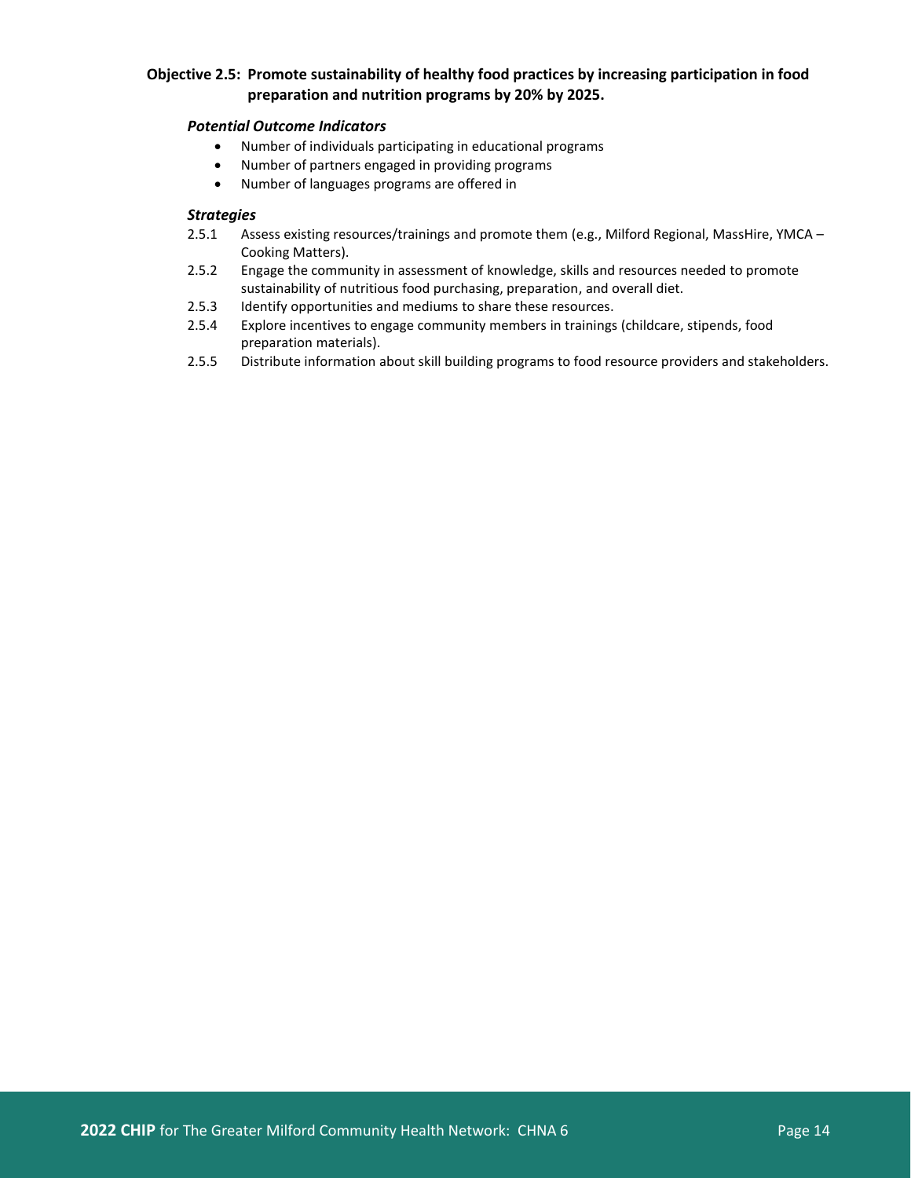### Objective 2.5: Promote sustainability of healthy food practices by increasing participation in food preparation and nutrition programs by 20% by 2025.

***Potential Outcome Indicators***

- Number of individuals participating in educational programs
- Number of partners engaged in providing programs
- Number of languages programs are offered in

***Strategies***

2.5.1 Assess existing resources/trainings and promote them (e.g., Milford Regional, MassHire, YMCA – Cooking Matters).

2.5.2 Engage the community in assessment of knowledge, skills and resources needed to promote sustainability of nutritious food purchasing, preparation, and overall diet.

2.5.3 Identify opportunities and mediums to share these resources.

2.5.4 Explore incentives to engage community members in trainings (childcare, stipends, food preparation materials).

2.5.5 Distribute information about skill building programs to food resource providers and stakeholders.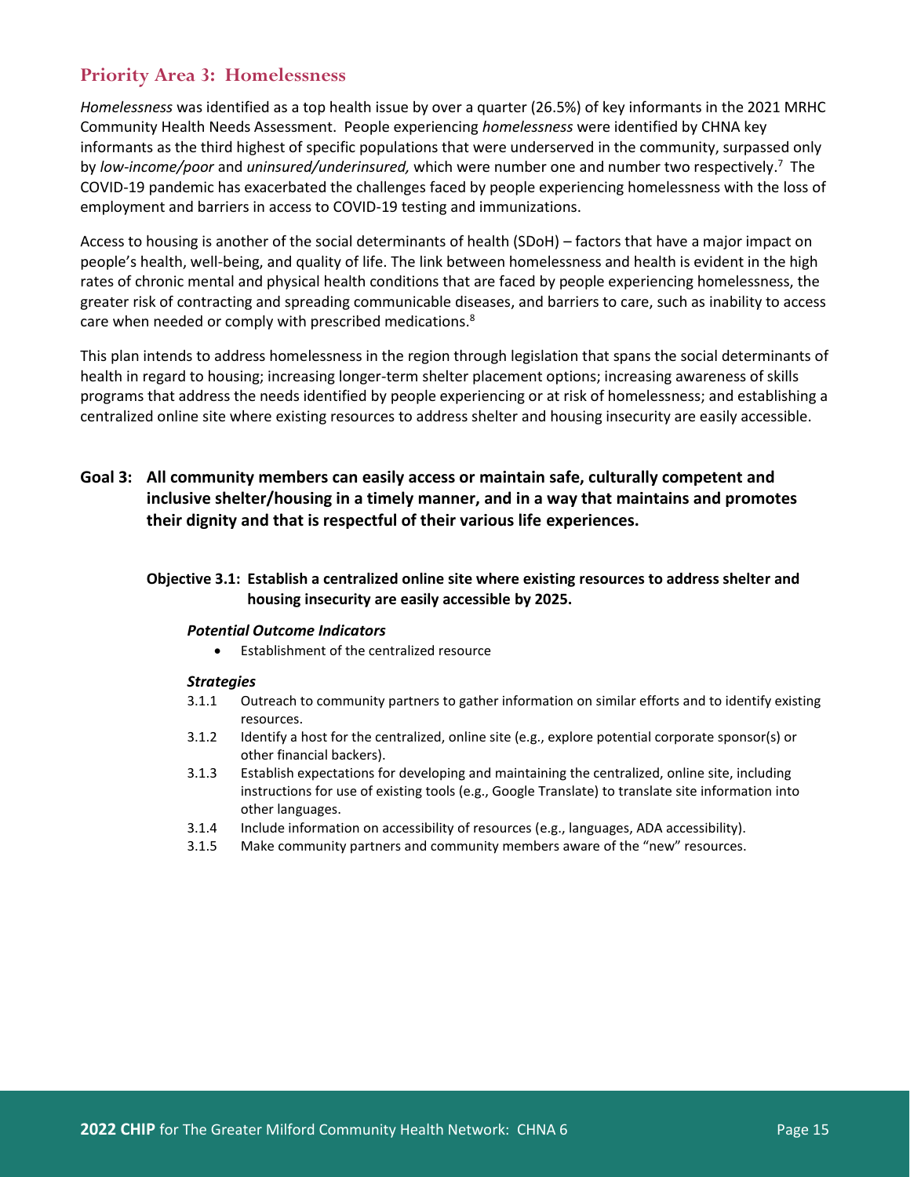## Priority Area 3: Homelessness

*Homelessness* was identified as a top health issue by over a quarter (26.5%) of key informants in the 2021 MRHC Community Health Needs Assessment. People experiencing *homelessness* were identified by CHNA key informants as the third highest of specific populations that were underserved in the community, surpassed only by *low-income/poor* and *uninsured/underinsured,* which were number one and number two respectively.[7] The COVID-19 pandemic has exacerbated the challenges faced by people experiencing homelessness with the loss of employment and barriers in access to COVID-19 testing and immunizations.

Access to housing is another of the social determinants of health (SDoH) – factors that have a major impact on people's health, well-being, and quality of life. The link between homelessness and health is evident in the high rates of chronic mental and physical health conditions that are faced by people experiencing homelessness, the greater risk of contracting and spreading communicable diseases, and barriers to care, such as inability to access care when needed or comply with prescribed medications.[8]

This plan intends to address homelessness in the region through legislation that spans the social determinants of health in regard to housing; increasing longer-term shelter placement options; increasing awareness of skills programs that address the needs identified by people experiencing or at risk of homelessness; and establishing a centralized online site where existing resources to address shelter and housing insecurity are easily accessible.

### Goal 3: All community members can easily access or maintain safe, culturally competent and inclusive shelter/housing in a timely manner, and in a way that maintains and promotes their dignity and that is respectful of their various life experiences.

#### Objective 3.1: Establish a centralized online site where existing resources to address shelter and housing insecurity are easily accessible by 2025.

***Potential Outcome Indicators***

- Establishment of the centralized resource

***Strategies***

3.1.1 Outreach to community partners to gather information on similar efforts and to identify existing resources.

3.1.2 Identify a host for the centralized, online site (e.g., explore potential corporate sponsor(s) or other financial backers).

3.1.3 Establish expectations for developing and maintaining the centralized, online site, including instructions for use of existing tools (e.g., Google Translate) to translate site information into other languages.

3.1.4 Include information on accessibility of resources (e.g., languages, ADA accessibility).

3.1.5 Make community partners and community members aware of the "new" resources.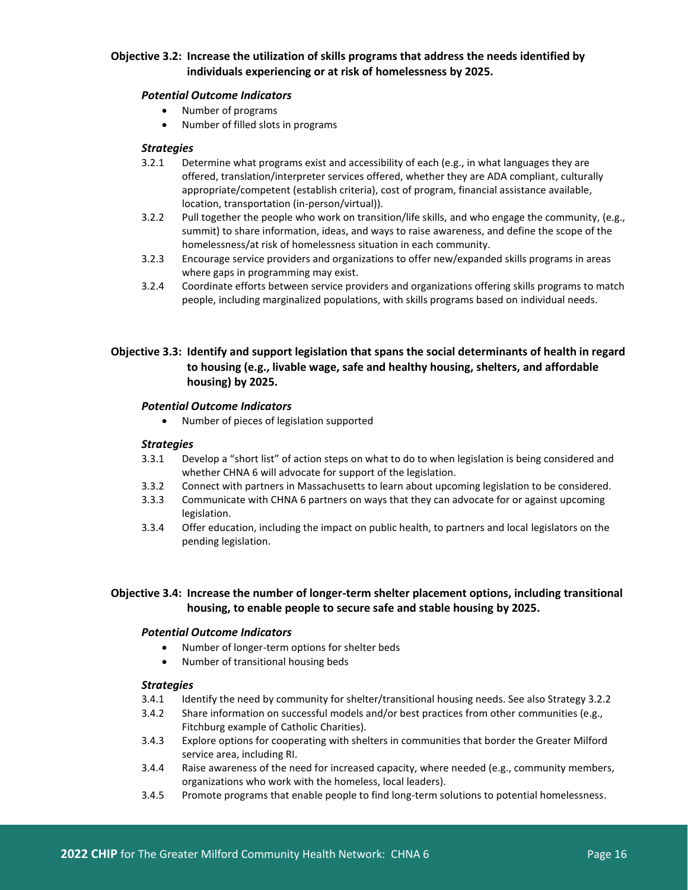### Objective 3.2: Increase the utilization of skills programs that address the needs identified by individuals experiencing or at risk of homelessness by 2025.

#### *Potential Outcome Indicators*

- Number of programs
- Number of filled slots in programs

#### *Strategies*

3.2.1 Determine what programs exist and accessibility of each (e.g., in what languages they are offered, translation/interpreter services offered, whether they are ADA compliant, culturally appropriate/competent (establish criteria), cost of program, financial assistance available, location, transportation (in-person/virtual)).

3.2.2 Pull together the people who work on transition/life skills, and who engage the community, (e.g., summit) to share information, ideas, and ways to raise awareness, and define the scope of the homelessness/at risk of homelessness situation in each community.

3.2.3 Encourage service providers and organizations to offer new/expanded skills programs in areas where gaps in programming may exist.

3.2.4 Coordinate efforts between service providers and organizations offering skills programs to match people, including marginalized populations, with skills programs based on individual needs.

### Objective 3.3: Identify and support legislation that spans the social determinants of health in regard to housing (e.g., livable wage, safe and healthy housing, shelters, and affordable housing) by 2025.

#### *Potential Outcome Indicators*

- Number of pieces of legislation supported

#### *Strategies*

3.3.1 Develop a "short list" of action steps on what to do to when legislation is being considered and whether CHNA 6 will advocate for support of the legislation.

3.3.2 Connect with partners in Massachusetts to learn about upcoming legislation to be considered.

3.3.3 Communicate with CHNA 6 partners on ways that they can advocate for or against upcoming legislation.

3.3.4 Offer education, including the impact on public health, to partners and local legislators on the pending legislation.

### Objective 3.4: Increase the number of longer-term shelter placement options, including transitional housing, to enable people to secure safe and stable housing by 2025.

#### *Potential Outcome Indicators*

- Number of longer-term options for shelter beds
- Number of transitional housing beds

#### *Strategies*

3.4.1 Identify the need by community for shelter/transitional housing needs. See also Strategy 3.2.2

3.4.2 Share information on successful models and/or best practices from other communities (e.g., Fitchburg example of Catholic Charities).

3.4.3 Explore options for cooperating with shelters in communities that border the Greater Milford service area, including RI.

3.4.4 Raise awareness of the need for increased capacity, where needed (e.g., community members, organizations who work with the homeless, local leaders).

3.4.5 Promote programs that enable people to find long-term solutions to potential homelessness.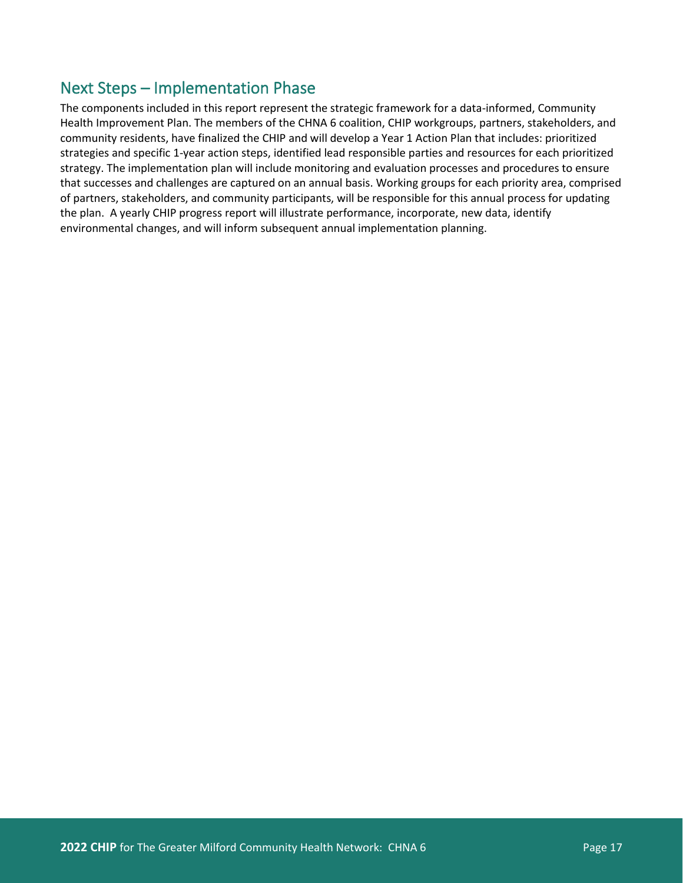## Next Steps – Implementation Phase

The components included in this report represent the strategic framework for a data-informed, Community Health Improvement Plan. The members of the CHNA 6 coalition, CHIP workgroups, partners, stakeholders, and community residents, have finalized the CHIP and will develop a Year 1 Action Plan that includes: prioritized strategies and specific 1-year action steps, identified lead responsible parties and resources for each prioritized strategy. The implementation plan will include monitoring and evaluation processes and procedures to ensure that successes and challenges are captured on an annual basis. Working groups for each priority area, comprised of partners, stakeholders, and community participants, will be responsible for this annual process for updating the plan. A yearly CHIP progress report will illustrate performance, incorporate, new data, identify environmental changes, and will inform subsequent annual implementation planning.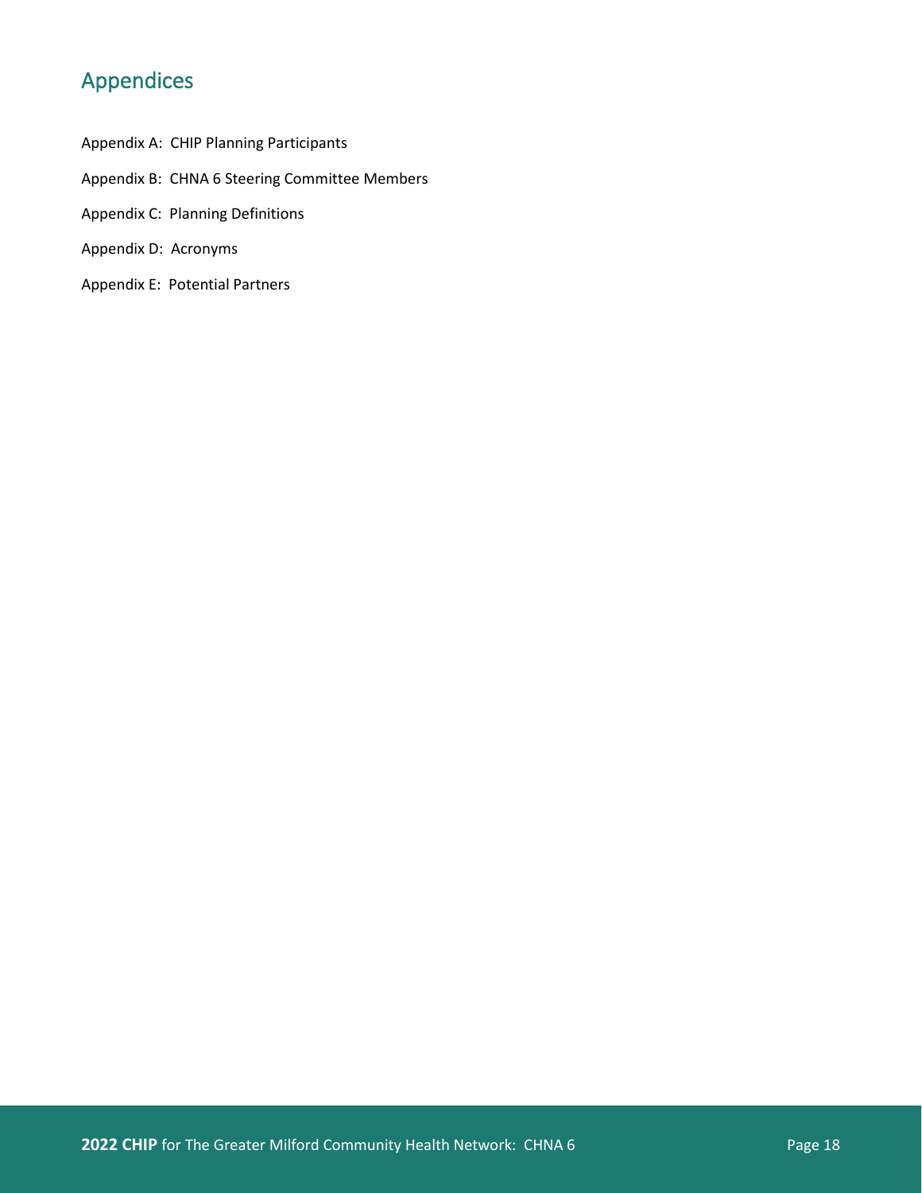# Appendices

Appendix A: CHIP Planning Participants

Appendix B: CHNA 6 Steering Committee Members

Appendix C: Planning Definitions

Appendix D: Acronyms

Appendix E: Potential Partners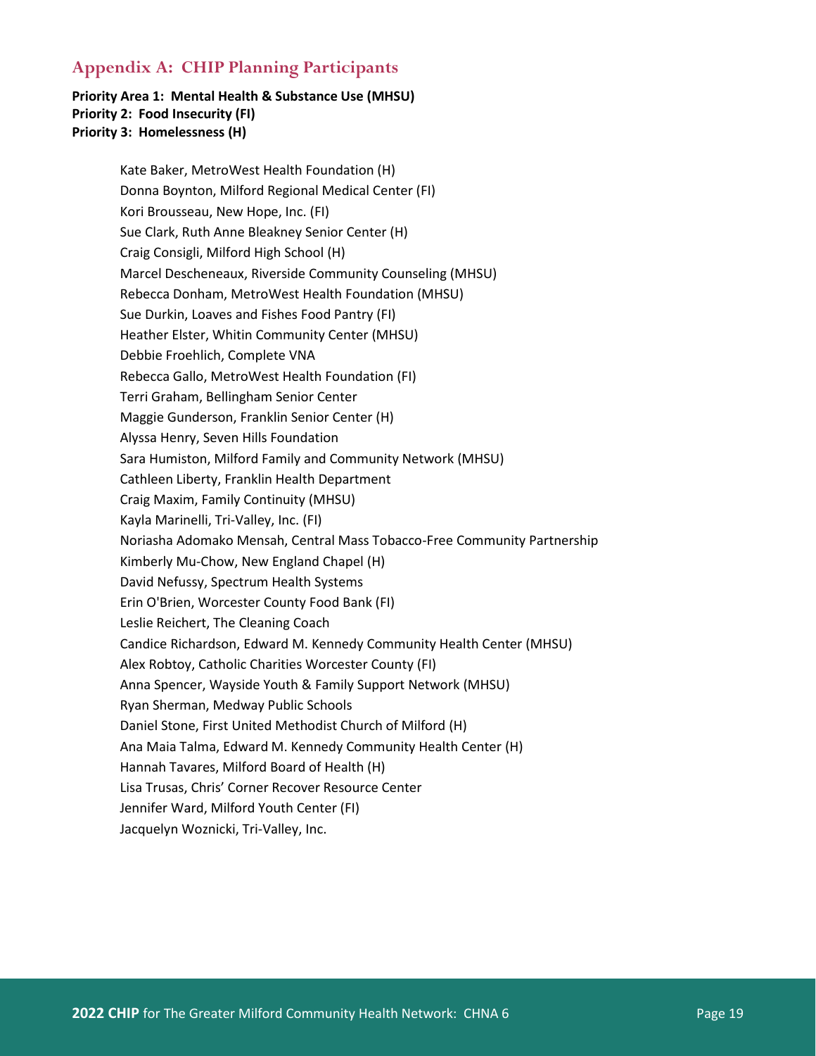## Appendix A: CHIP Planning Participants

**Priority Area 1: Mental Health & Substance Use (MHSU)**
**Priority 2: Food Insecurity (FI)**
**Priority 3: Homelessness (H)**

Kate Baker, MetroWest Health Foundation (H)
Donna Boynton, Milford Regional Medical Center (FI)
Kori Brousseau, New Hope, Inc. (FI)
Sue Clark, Ruth Anne Bleakney Senior Center (H)
Craig Consigli, Milford High School (H)
Marcel Descheneaux, Riverside Community Counseling (MHSU)
Rebecca Donham, MetroWest Health Foundation (MHSU)
Sue Durkin, Loaves and Fishes Food Pantry (FI)
Heather Elster, Whitin Community Center (MHSU)
Debbie Froehlich, Complete VNA
Rebecca Gallo, MetroWest Health Foundation (FI)
Terri Graham, Bellingham Senior Center
Maggie Gunderson, Franklin Senior Center (H)
Alyssa Henry, Seven Hills Foundation
Sara Humiston, Milford Family and Community Network (MHSU)
Cathleen Liberty, Franklin Health Department
Craig Maxim, Family Continuity (MHSU)
Kayla Marinelli, Tri-Valley, Inc. (FI)
Noriasha Adomako Mensah, Central Mass Tobacco-Free Community Partnership
Kimberly Mu-Chow, New England Chapel (H)
David Nefussy, Spectrum Health Systems
Erin O'Brien, Worcester County Food Bank (FI)
Leslie Reichert, The Cleaning Coach
Candice Richardson, Edward M. Kennedy Community Health Center (MHSU)
Alex Robtoy, Catholic Charities Worcester County (FI)
Anna Spencer, Wayside Youth & Family Support Network (MHSU)
Ryan Sherman, Medway Public Schools
Daniel Stone, First United Methodist Church of Milford (H)
Ana Maia Talma, Edward M. Kennedy Community Health Center (H)
Hannah Tavares, Milford Board of Health (H)
Lisa Trusas, Chris' Corner Recover Resource Center
Jennifer Ward, Milford Youth Center (FI)
Jacquelyn Woznicki, Tri-Valley, Inc.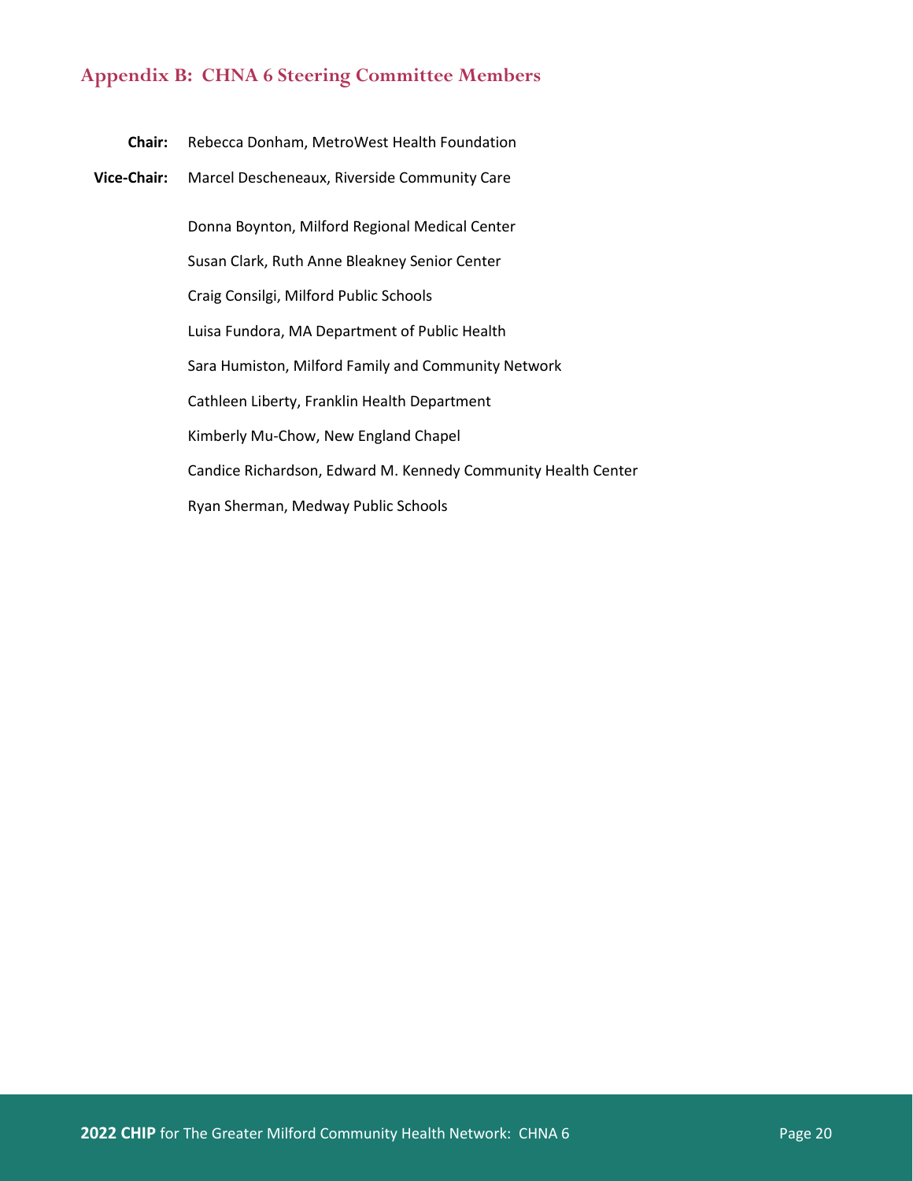## Appendix B: CHNA 6 Steering Committee Members

**Chair:** Rebecca Donham, MetroWest Health Foundation

**Vice-Chair:** Marcel Descheneaux, Riverside Community Care

Donna Boynton, Milford Regional Medical Center

Susan Clark, Ruth Anne Bleakney Senior Center

Craig Consilgi, Milford Public Schools

Luisa Fundora, MA Department of Public Health

Sara Humiston, Milford Family and Community Network

Cathleen Liberty, Franklin Health Department

Kimberly Mu-Chow, New England Chapel

Candice Richardson, Edward M. Kennedy Community Health Center

Ryan Sherman, Medway Public Schools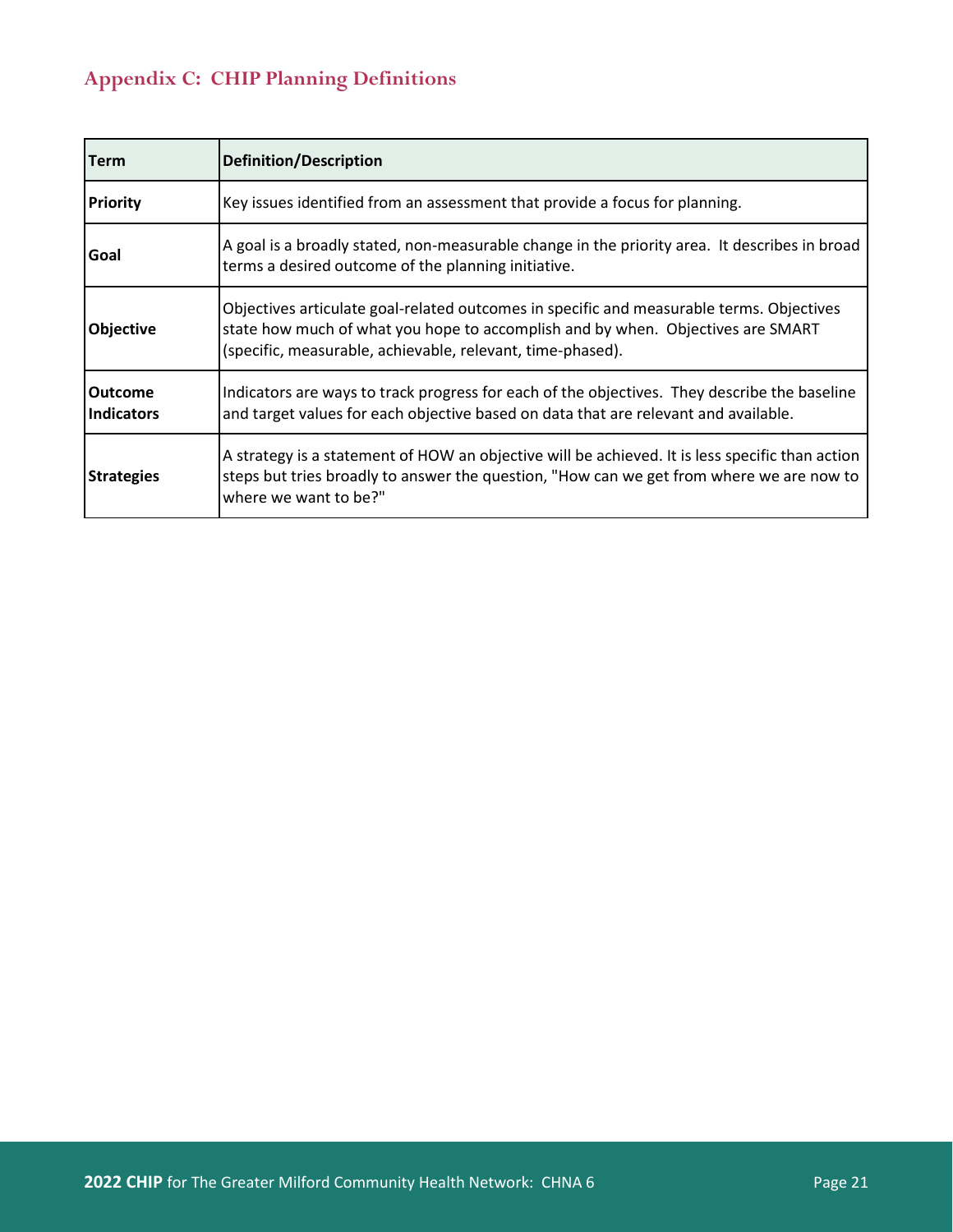## Appendix C: CHIP Planning Definitions

| Term | Definition/Description |
|---|---|
| **Priority** | Key issues identified from an assessment that provide a focus for planning. |
| **Goal** | A goal is a broadly stated, non-measurable change in the priority area. It describes in broad terms a desired outcome of the planning initiative. |
| **Objective** | Objectives articulate goal-related outcomes in specific and measurable terms. Objectives state how much of what you hope to accomplish and by when. Objectives are SMART (specific, measurable, achievable, relevant, time-phased). |
| **Outcome Indicators** | Indicators are ways to track progress for each of the objectives. They describe the baseline and target values for each objective based on data that are relevant and available. |
| **Strategies** | A strategy is a statement of HOW an objective will be achieved. It is less specific than action steps but tries broadly to answer the question, "How can we get from where we are now to where we want to be?" |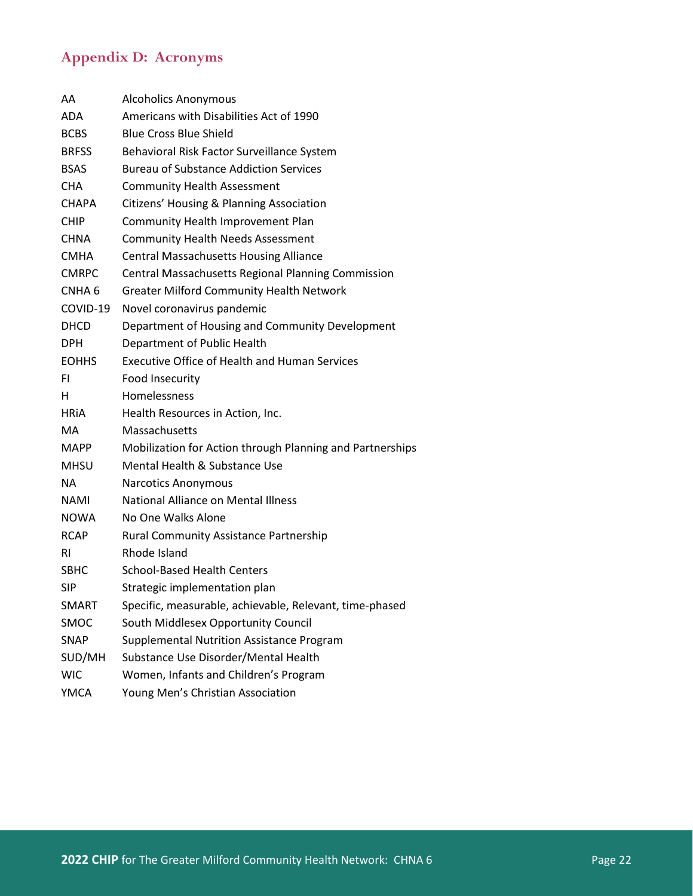## Appendix D: Acronyms

| | |
|---|---|
| AA | Alcoholics Anonymous |
| ADA | Americans with Disabilities Act of 1990 |
| BCBS | Blue Cross Blue Shield |
| BRFSS | Behavioral Risk Factor Surveillance System |
| BSAS | Bureau of Substance Addiction Services |
| CHA | Community Health Assessment |
| CHAPA | Citizens' Housing & Planning Association |
| CHIP | Community Health Improvement Plan |
| CHNA | Community Health Needs Assessment |
| CMHA | Central Massachusetts Housing Alliance |
| CMRPC | Central Massachusetts Regional Planning Commission |
| CNHA 6 | Greater Milford Community Health Network |
| COVID-19 | Novel coronavirus pandemic |
| DHCD | Department of Housing and Community Development |
| DPH | Department of Public Health |
| EOHHS | Executive Office of Health and Human Services |
| FI | Food Insecurity |
| H | Homelessness |
| HRiA | Health Resources in Action, Inc. |
| MA | Massachusetts |
| MAPP | Mobilization for Action through Planning and Partnerships |
| MHSU | Mental Health & Substance Use |
| NA | Narcotics Anonymous |
| NAMI | National Alliance on Mental Illness |
| NOWA | No One Walks Alone |
| RCAP | Rural Community Assistance Partnership |
| RI | Rhode Island |
| SBHC | School-Based Health Centers |
| SIP | Strategic implementation plan |
| SMART | Specific, measurable, achievable, Relevant, time-phased |
| SMOC | South Middlesex Opportunity Council |
| SNAP | Supplemental Nutrition Assistance Program |
| SUD/MH | Substance Use Disorder/Mental Health |
| WIC | Women, Infants and Children's Program |
| YMCA | Young Men's Christian Association |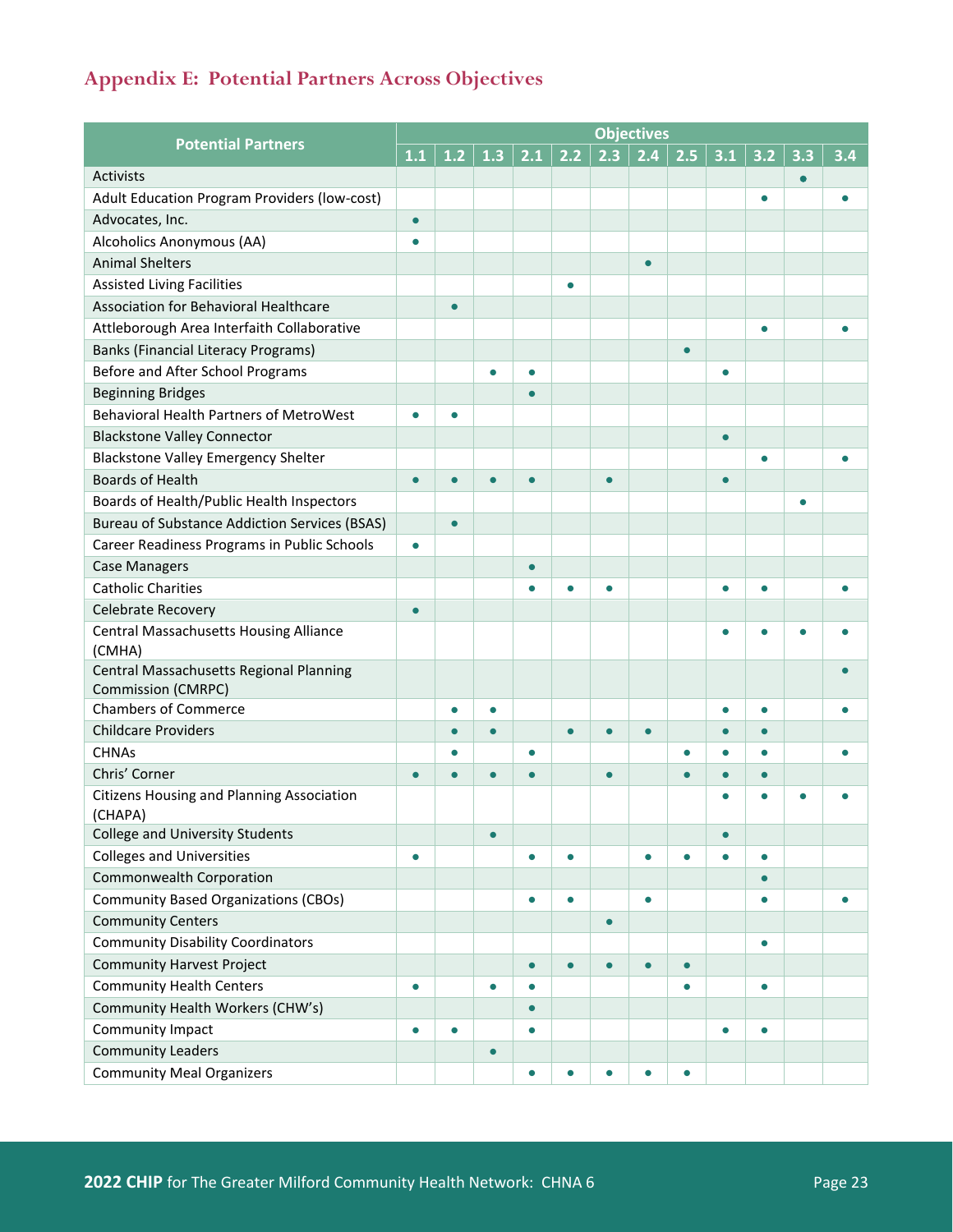## Appendix E: Potential Partners Across Objectives

| Potential Partners | Objectives | | | | | | | | | | | |
|---|---|---|---|---|---|---|---|---|---|---|---|---|
| | 1.1 | 1.2 | 1.3 | 2.1 | 2.2 | 2.3 | 2.4 | 2.5 | 3.1 | 3.2 | 3.3 | 3.4 |
| Activists | | | | | | | | | | | • | |
| Adult Education Program Providers (low-cost) | | | | | | | | | | • | | • |
| Advocates, Inc. | • | | | | | | | | | | | |
| Alcoholics Anonymous (AA) | • | | | | | | | | | | | |
| Animal Shelters | | | | | | | • | | | | | |
| Assisted Living Facilities | | | | | • | | | | | | | |
| Association for Behavioral Healthcare | | • | | | | | | | | | | |
| Attleborough Area Interfaith Collaborative | | | | | | | | | | • | | • |
| Banks (Financial Literacy Programs) | | | | | | | | • | | | | |
| Before and After School Programs | | | • | • | | | | | • | | | |
| Beginning Bridges | | | | • | | | | | | | | |
| Behavioral Health Partners of MetroWest | • | • | | | | | | | | | | |
| Blackstone Valley Connector | | | | | | | | | • | | | |
| Blackstone Valley Emergency Shelter | | | | | | | | | | • | | • |
| Boards of Health | • | • | • | • | | • | | | • | | | |
| Boards of Health/Public Health Inspectors | | | | | | | | | | | • | |
| Bureau of Substance Addiction Services (BSAS) | | • | | | | | | | | | | |
| Career Readiness Programs in Public Schools | • | | | | | | | | | | | |
| Case Managers | | | | • | | | | | | | | |
| Catholic Charities | | | | • | • | • | | | • | • | | • |
| Celebrate Recovery | • | | | | | | | | | | | |
| Central Massachusetts Housing Alliance (CMHA) | | | | | | | | | • | • | • | • |
| Central Massachusetts Regional Planning Commission (CMRPC) | | | | | | | | | | | | • |
| Chambers of Commerce | | • | • | | | | | | • | • | | • |
| Childcare Providers | | • | • | | • | • | • | | • | • | | |
| CHNAs | | • | | • | | | | • | • | • | | • |
| Chris' Corner | • | • | • | • | | • | | • | • | • | | |
| Citizens Housing and Planning Association (CHAPA) | | | | | | | | | • | • | • | • |
| College and University Students | | | • | | | | | | • | | | |
| Colleges and Universities | • | | | • | • | | • | • | • | • | | |
| Commonwealth Corporation | | | | | | | | | | • | | |
| Community Based Organizations (CBOs) | | | | • | • | | • | | | • | | • |
| Community Centers | | | | | | • | | | | | | |
| Community Disability Coordinators | | | | | | | | | | • | | |
| Community Harvest Project | | | | • | • | • | • | • | | | | |
| Community Health Centers | • | | • | • | | | | • | | • | | |
| Community Health Workers (CHW's) | | | | • | | | | | | | | |
| Community Impact | • | • | | • | | | | | • | • | | |
| Community Leaders | | | • | | | | | | | | | |
| Community Meal Organizers | | | | • | • | • | • | • | | | | |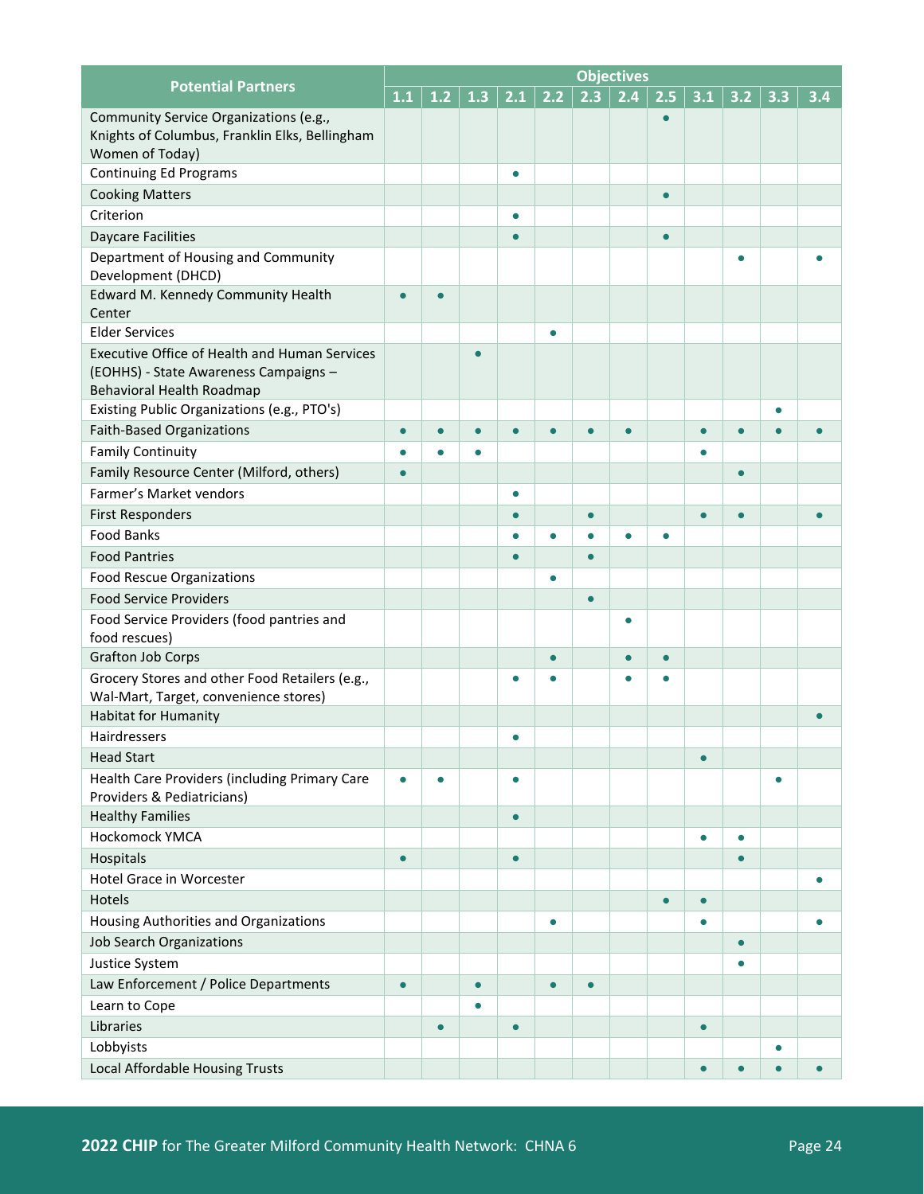| Potential Partners | Objectives | | | | | | | | | | | |
|---|---|---|---|---|---|---|---|---|---|---|---|---|
| | 1.1 | 1.2 | 1.3 | 2.1 | 2.2 | 2.3 | 2.4 | 2.5 | 3.1 | 3.2 | 3.3 | 3.4 |
| Community Service Organizations (e.g., Knights of Columbus, Franklin Elks, Bellingham Women of Today) | | | | | | | | • | | | | |
| Continuing Ed Programs | | | | • | | | | | | | | |
| Cooking Matters | | | | | | | | • | | | | |
| Criterion | | | | • | | | | | | | | |
| Daycare Facilities | | | | • | | | | • | | | | |
| Department of Housing and Community Development (DHCD) | | | | | | | | | | • | | • |
| Edward M. Kennedy Community Health Center | • | • | | | | | | | | | | |
| Elder Services | | | | | • | | | | | | | |
| Executive Office of Health and Human Services (EOHHS) - State Awareness Campaigns – Behavioral Health Roadmap | | | • | | | | | | | | | |
| Existing Public Organizations (e.g., PTO's) | | | | | | | | | | | • | |
| Faith-Based Organizations | • | • | • | • | • | • | • | | • | • | • | • |
| Family Continuity | • | • | • | | | | | | • | | | |
| Family Resource Center (Milford, others) | • | | | | | | | | | • | | |
| Farmer's Market vendors | | | | • | | | | | | | | |
| First Responders | | | | • | | • | | | • | • | | • |
| Food Banks | | | | • | • | • | • | • | | | | |
| Food Pantries | | | | • | | • | | | | | | |
| Food Rescue Organizations | | | | | • | | | | | | | |
| Food Service Providers | | | | | | • | | | | | | |
| Food Service Providers (food pantries and food rescues) | | | | | | | • | | | | | |
| Grafton Job Corps | | | | | • | | • | • | | | | |
| Grocery Stores and other Food Retailers (e.g., Wal-Mart, Target, convenience stores) | | | | • | • | | • | • | | | | |
| Habitat for Humanity | | | | | | | | | | | | • |
| Hairdressers | | | | • | | | | | | | | |
| Head Start | | | | | | | | | • | | | |
| Health Care Providers (including Primary Care Providers & Pediatricians) | • | • | | • | | | | | | | • | |
| Healthy Families | | | | • | | | | | | | | |
| Hockomock YMCA | | | | | | | | | • | • | | |
| Hospitals | • | | | • | | | | | | • | | |
| Hotel Grace in Worcester | | | | | | | | | | | | • |
| Hotels | | | | | | | | • | • | | | |
| Housing Authorities and Organizations | | | | | • | | | | • | | | • |
| Job Search Organizations | | | | | | | | | | • | | |
| Justice System | | | | | | | | | | • | | |
| Law Enforcement / Police Departments | • | | • | | • | • | | | | | | |
| Learn to Cope | | | • | | | | | | | | | |
| Libraries | | • | | • | | | | | • | | | |
| Lobbyists | | | | | | | | | | | • | |
| Local Affordable Housing Trusts | | | | | | | | | • | • | • | • |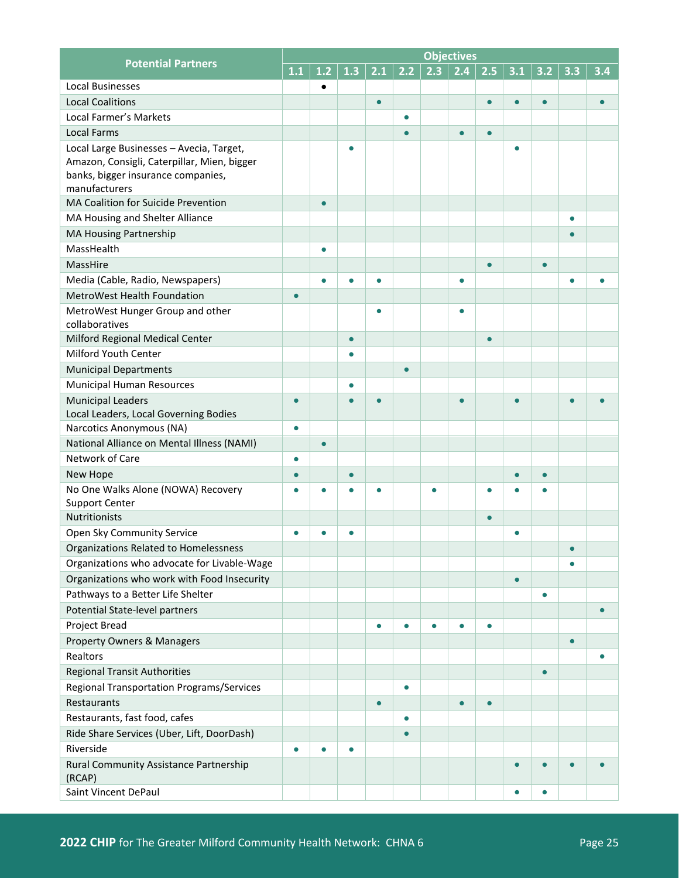| Potential Partners | Objectives | | | | | | | | | | | |
|---|---|---|---|---|---|---|---|---|---|---|---|---|
| | 1.1 | 1.2 | 1.3 | 2.1 | 2.2 | 2.3 | 2.4 | 2.5 | 3.1 | 3.2 | 3.3 | 3.4 |
| Local Businesses | | ● | | | | | | | | | | |
| Local Coalitions | | | | ● | | | | ● | ● | ● | | ● |
| Local Farmer's Markets | | | | | ● | | | | | | | |
| Local Farms | | | | | ● | | ● | ● | | | | |
| Local Large Businesses – Avecia, Target, Amazon, Consigli, Caterpillar, Mien, bigger banks, bigger insurance companies, manufacturers | | | ● | | | | | | ● | | | |
| MA Coalition for Suicide Prevention | | ● | | | | | | | | | | |
| MA Housing and Shelter Alliance | | | | | | | | | | | ● | |
| MA Housing Partnership | | | | | | | | | | | ● | |
| MassHealth | | ● | | | | | | | | | | |
| MassHire | | | | | | | | ● | | ● | | |
| Media (Cable, Radio, Newspapers) | | ● | ● | ● | | | ● | | | | ● | ● |
| MetroWest Health Foundation | ● | | | | | | | | | | | |
| MetroWest Hunger Group and other collaboratives | | | | ● | | | ● | | | | | |
| Milford Regional Medical Center | | | ● | | | | | ● | | | | |
| Milford Youth Center | | | ● | | | | | | | | | |
| Municipal Departments | | | | | ● | | | | | | | |
| Municipal Human Resources | | | ● | | | | | | | | | |
| Municipal Leaders<br>Local Leaders, Local Governing Bodies | ● | | ● | ● | | | ● | | ● | | ● | ● |
| Narcotics Anonymous (NA) | ● | | | | | | | | | | | |
| National Alliance on Mental Illness (NAMI) | | ● | | | | | | | | | | |
| Network of Care | ● | | | | | | | | | | | |
| New Hope | ● | | ● | | | | | | ● | ● | | |
| No One Walks Alone (NOWA) Recovery Support Center | ● | ● | ● | ● | | ● | | ● | ● | ● | | |
| Nutritionists | | | | | | | | ● | | | | |
| Open Sky Community Service | ● | ● | ● | | | | | | ● | | | |
| Organizations Related to Homelessness | | | | | | | | | | | ● | |
| Organizations who advocate for Livable-Wage | | | | | | | | | | | ● | |
| Organizations who work with Food Insecurity | | | | | | | | | ● | | | |
| Pathways to a Better Life Shelter | | | | | | | | | | ● | | |
| Potential State-level partners | | | | | | | | | | | | ● |
| Project Bread | | | | ● | ● | ● | ● | ● | | | | |
| Property Owners & Managers | | | | | | | | | | | ● | |
| Realtors | | | | | | | | | | | | ● |
| Regional Transit Authorities | | | | | | | | | | ● | | |
| Regional Transportation Programs/Services | | | | | ● | | | | | | | |
| Restaurants | | | | ● | | | ● | ● | | | | |
| Restaurants, fast food, cafes | | | | | ● | | | | | | | |
| Ride Share Services (Uber, Lift, DoorDash) | | | | | ● | | | | | | | |
| Riverside | ● | ● | ● | | | | | | | | | |
| Rural Community Assistance Partnership (RCAP) | | | | | | | | | ● | ● | ● | ● |
| Saint Vincent DePaul | | | | | | | | | ● | ● | | |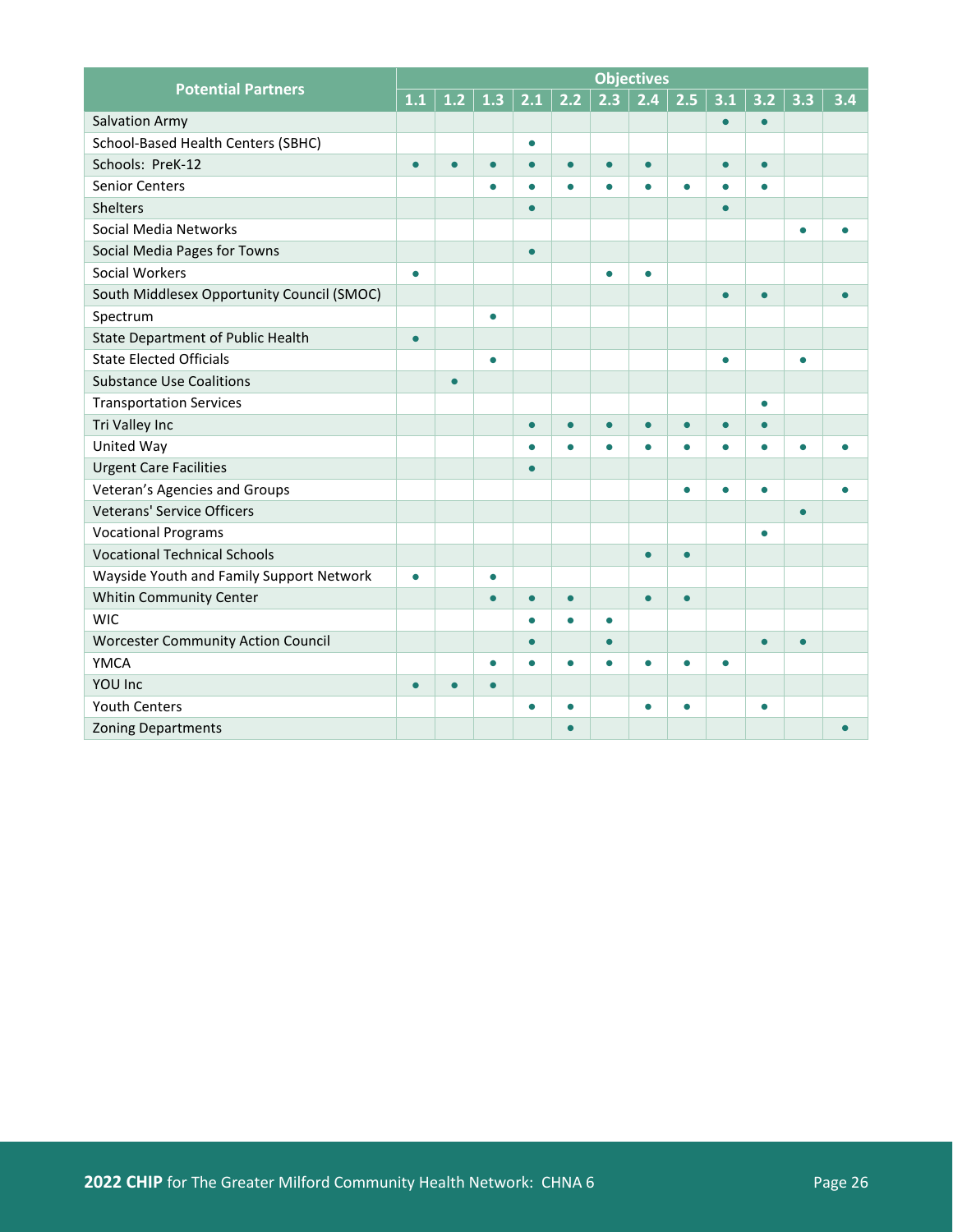| Potential Partners | Objectives | | | | | | | | | | | |
|---|---|---|---|---|---|---|---|---|---|---|---|---|
| | 1.1 | 1.2 | 1.3 | 2.1 | 2.2 | 2.3 | 2.4 | 2.5 | 3.1 | 3.2 | 3.3 | 3.4 |
| Salvation Army | | | | | | | | | • | • | | |
| School-Based Health Centers (SBHC) | | | | • | | | | | | | | |
| Schools: PreK-12 | • | • | • | • | • | • | • | | • | • | | |
| Senior Centers | | | • | • | • | • | • | • | • | • | | |
| Shelters | | | | • | | | | | • | | | |
| Social Media Networks | | | | | | | | | | | • | • |
| Social Media Pages for Towns | | | | • | | | | | | | | |
| Social Workers | • | | | | | • | • | | | | | |
| South Middlesex Opportunity Council (SMOC) | | | | | | | | | • | • | | • |
| Spectrum | | | • | | | | | | | | | |
| State Department of Public Health | • | | | | | | | | | | | |
| State Elected Officials | | | • | | | | | | • | | • | |
| Substance Use Coalitions | | • | | | | | | | | | | |
| Transportation Services | | | | | | | | | | • | | |
| Tri Valley Inc | | | | • | • | • | • | • | • | • | | |
| United Way | | | | • | • | • | • | • | • | • | • | • |
| Urgent Care Facilities | | | | • | | | | | | | | |
| Veteran's Agencies and Groups | | | | | | | | • | • | • | | • |
| Veterans' Service Officers | | | | | | | | | | | • | |
| Vocational Programs | | | | | | | | | | • | | |
| Vocational Technical Schools | | | | | | | • | • | | | | |
| Wayside Youth and Family Support Network | • | | • | | | | | | | | | |
| Whitin Community Center | | | • | • | • | | • | • | | | | |
| WIC | | | | • | • | • | | | | | | |
| Worcester Community Action Council | | | | • | | • | | | | • | • | |
| YMCA | | | • | • | • | • | • | • | • | | | |
| YOU Inc | • | • | • | | | | | | | | | |
| Youth Centers | | | | • | • | | • | • | | • | | |
| Zoning Departments | | | | | • | | | | | | | • |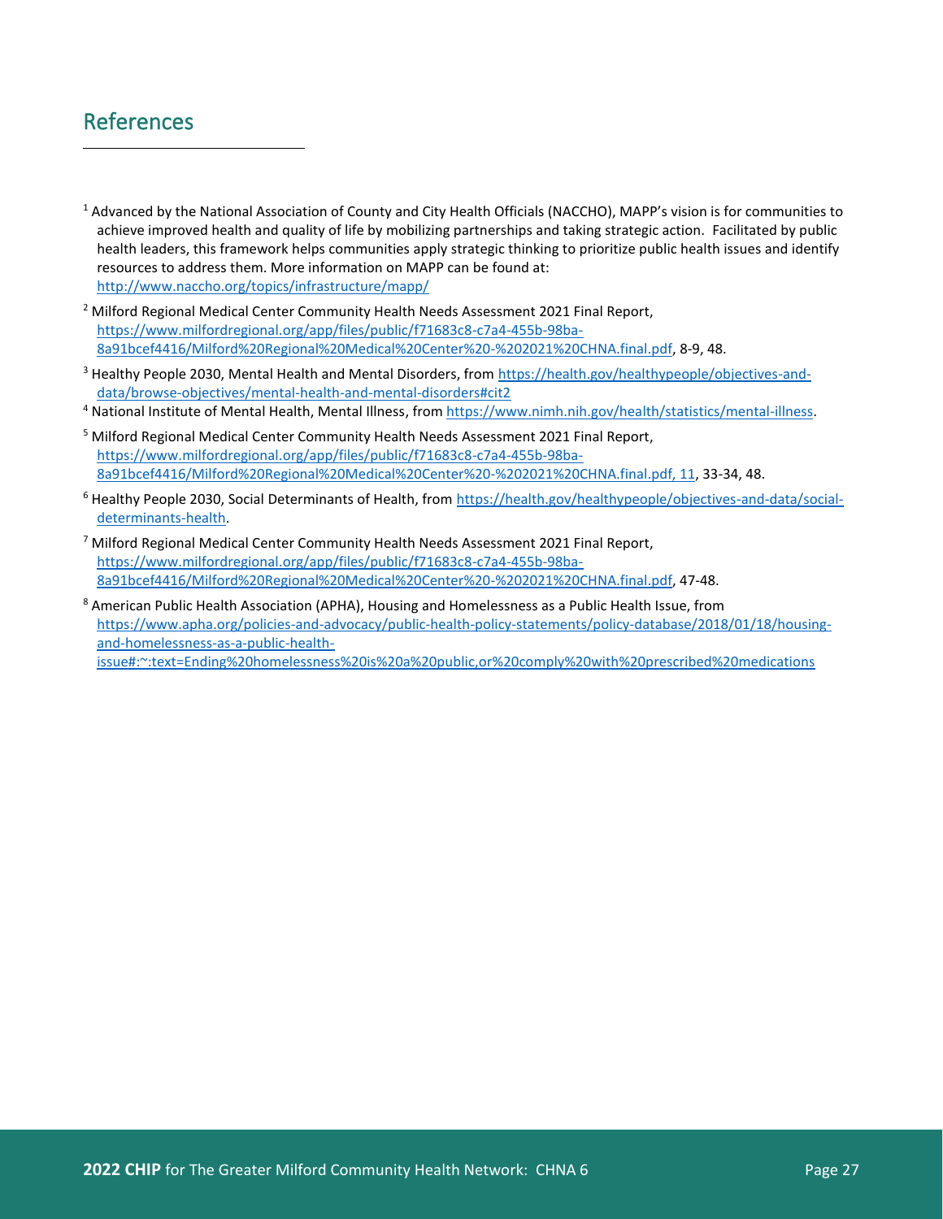## References

[1] Advanced by the National Association of County and City Health Officials (NACCHO), MAPP's vision is for communities to achieve improved health and quality of life by mobilizing partnerships and taking strategic action. Facilitated by public health leaders, this framework helps communities apply strategic thinking to prioritize public health issues and identify resources to address them. More information on MAPP can be found at: http://www.naccho.org/topics/infrastructure/mapp/

[2] Milford Regional Medical Center Community Health Needs Assessment 2021 Final Report, https://www.milfordregional.org/app/files/public/f71683c8-c7a4-455b-98ba-8a91bcef4416/Milford%20Regional%20Medical%20Center%20-%202021%20CHNA.final.pdf, 8-9, 48.

[3] Healthy People 2030, Mental Health and Mental Disorders, from https://health.gov/healthypeople/objectives-and-data/browse-objectives/mental-health-and-mental-disorders#cit2

[4] National Institute of Mental Health, Mental Illness, from https://www.nimh.nih.gov/health/statistics/mental-illness.

[5] Milford Regional Medical Center Community Health Needs Assessment 2021 Final Report, https://www.milfordregional.org/app/files/public/f71683c8-c7a4-455b-98ba-8a91bcef4416/Milford%20Regional%20Medical%20Center%20-%202021%20CHNA.final.pdf, 11, 33-34, 48.

[6] Healthy People 2030, Social Determinants of Health, from https://health.gov/healthypeople/objectives-and-data/social-determinants-health.

[7] Milford Regional Medical Center Community Health Needs Assessment 2021 Final Report, https://www.milfordregional.org/app/files/public/f71683c8-c7a4-455b-98ba-8a91bcef4416/Milford%20Regional%20Medical%20Center%20-%202021%20CHNA.final.pdf, 47-48.

[8] American Public Health Association (APHA), Housing and Homelessness as a Public Health Issue, from https://www.apha.org/policies-and-advocacy/public-health-policy-statements/policy-database/2018/01/18/housing-and-homelessness-as-a-public-health-issue#:~:text=Ending%20homelessness%20is%20a%20public,or%20comply%20with%20prescribed%20medications